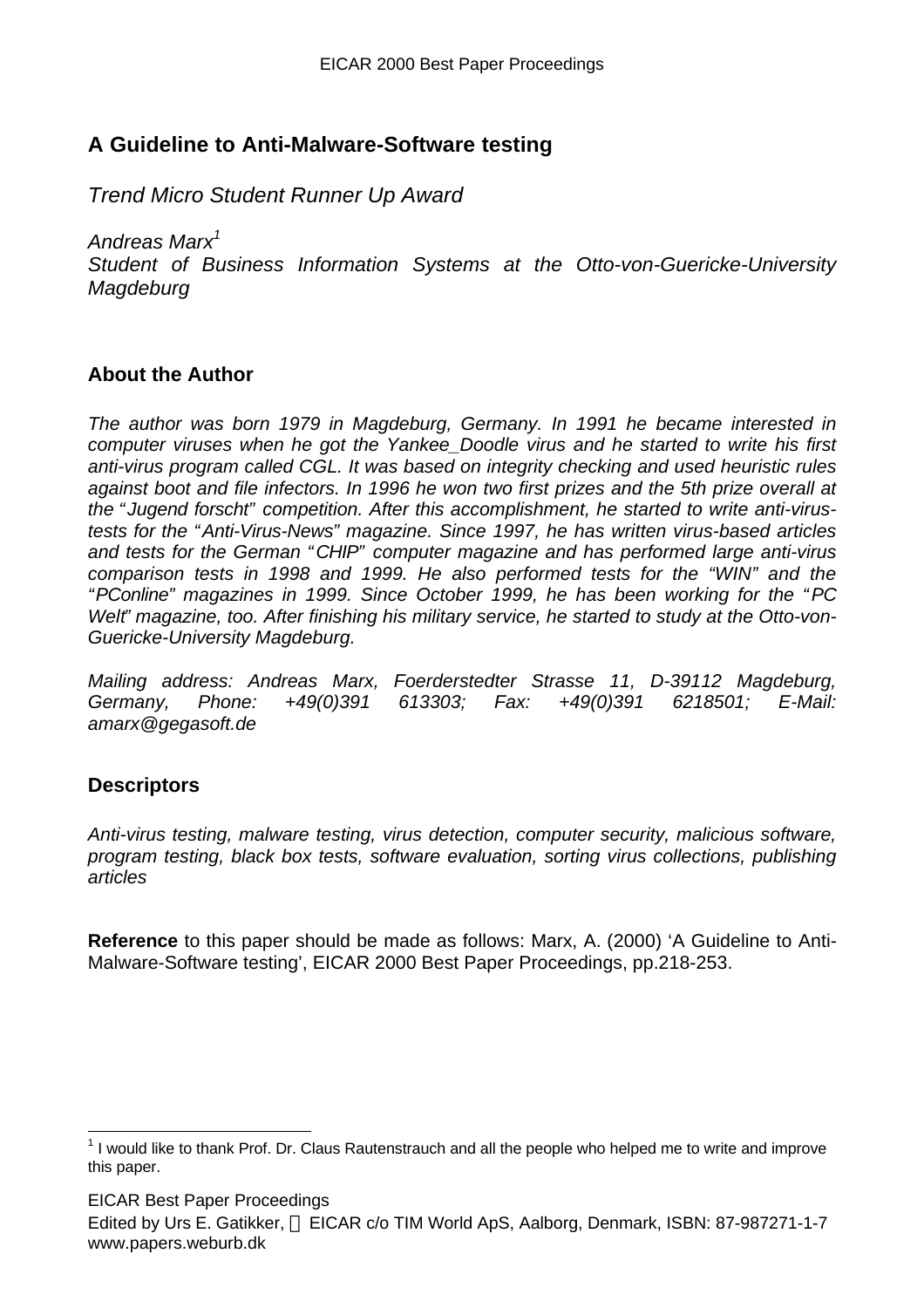# A Guideline to Anti-Malware-Software testing

*Trend Micro Student Runner Up Award*

*Andreas Marx*[1]
*Student of Business Information Systems at the Otto-von-Guericke-University Magdeburg*

## About the Author

*The author was born 1979 in Magdeburg, Germany. In 1991 he became interested in computer viruses when he got the Yankee_Doodle virus and he started to write his first anti-virus program called CGL. It was based on integrity checking and used heuristic rules against boot and file infectors. In 1996 he won two first prizes and the 5th prize overall at the "Jugend forscht" competition. After this accomplishment, he started to write anti-virus-tests for the "Anti-Virus-News" magazine. Since 1997, he has written virus-based articles and tests for the German "CHIP" computer magazine and has performed large anti-virus comparison tests in 1998 and 1999. He also performed tests for the "WIN" and the "PConline" magazines in 1999. Since October 1999, he has been working for the "PC Welt" magazine, too. After finishing his military service, he started to study at the Otto-von-Guericke-University Magdeburg.*

*Mailing address: Andreas Marx, Foerderstedter Strasse 11, D-39112 Magdeburg, Germany, Phone: +49(0)391 613303; Fax: +49(0)391 6218501; E-Mail: amarx@gegasoft.de*

## Descriptors

*Anti-virus testing, malware testing, virus detection, computer security, malicious software, program testing, black box tests, software evaluation, sorting virus collections, publishing articles*

**Reference** to this paper should be made as follows: Marx, A. (2000) 'A Guideline to Anti-Malware-Software testing', EICAR 2000 Best Paper Proceedings, pp.218-253.

---

[1] I would like to thank Prof. Dr. Claus Rautenstrauch and all the people who helped me to write and improve this paper.

EICAR Best Paper Proceedings
Edited by Urs E. Gatikker, © EICAR c/o TIM World ApS, Aalborg, Denmark, ISBN: 87-987271-1-7
www.papers.weburb.dk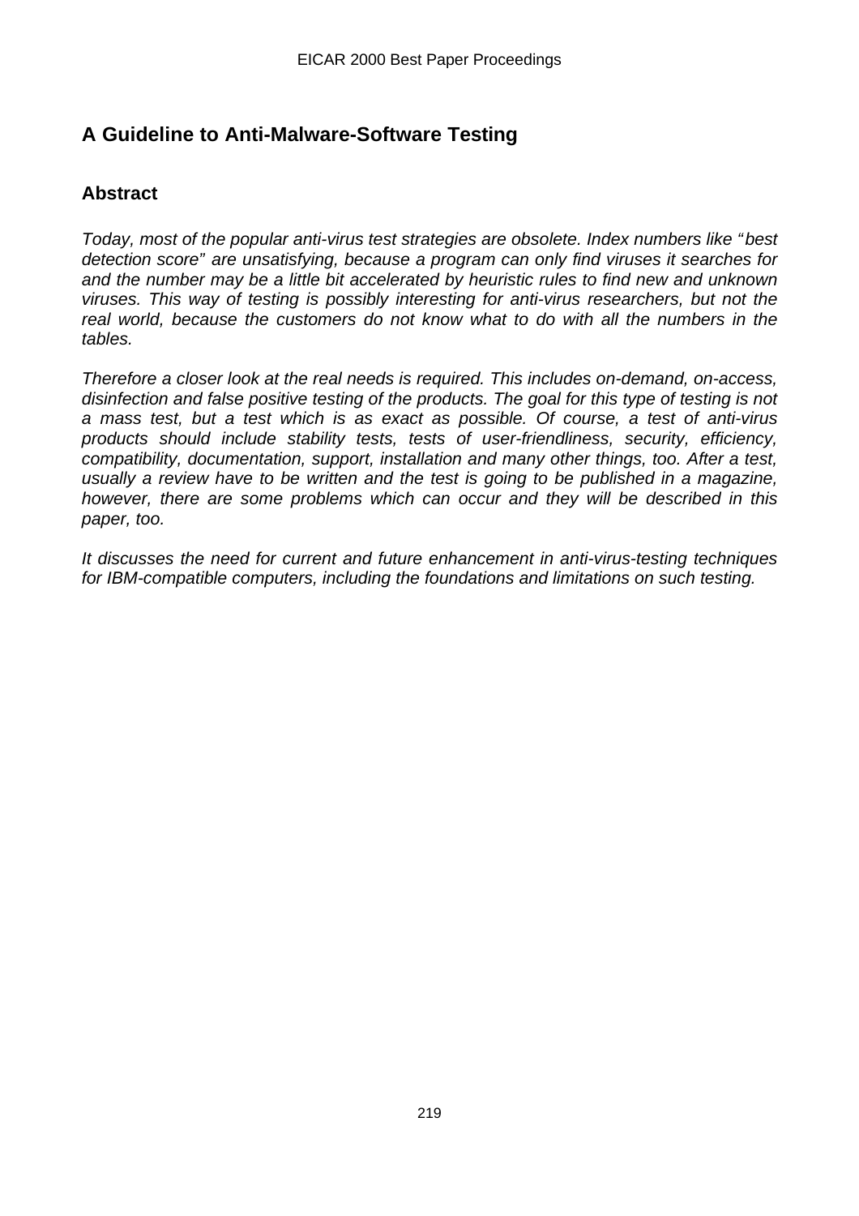## A Guideline to Anti-Malware-Software Testing

### Abstract

*Today, most of the popular anti-virus test strategies are obsolete. Index numbers like "best detection score" are unsatisfying, because a program can only find viruses it searches for and the number may be a little bit accelerated by heuristic rules to find new and unknown viruses. This way of testing is possibly interesting for anti-virus researchers, but not the real world, because the customers do not know what to do with all the numbers in the tables.*

*Therefore a closer look at the real needs is required. This includes on-demand, on-access, disinfection and false positive testing of the products. The goal for this type of testing is not a mass test, but a test which is as exact as possible. Of course, a test of anti-virus products should include stability tests, tests of user-friendliness, security, efficiency, compatibility, documentation, support, installation and many other things, too. After a test, usually a review have to be written and the test is going to be published in a magazine, however, there are some problems which can occur and they will be described in this paper, too.*

*It discusses the need for current and future enhancement in anti-virus-testing techniques for IBM-compatible computers, including the foundations and limitations on such testing.*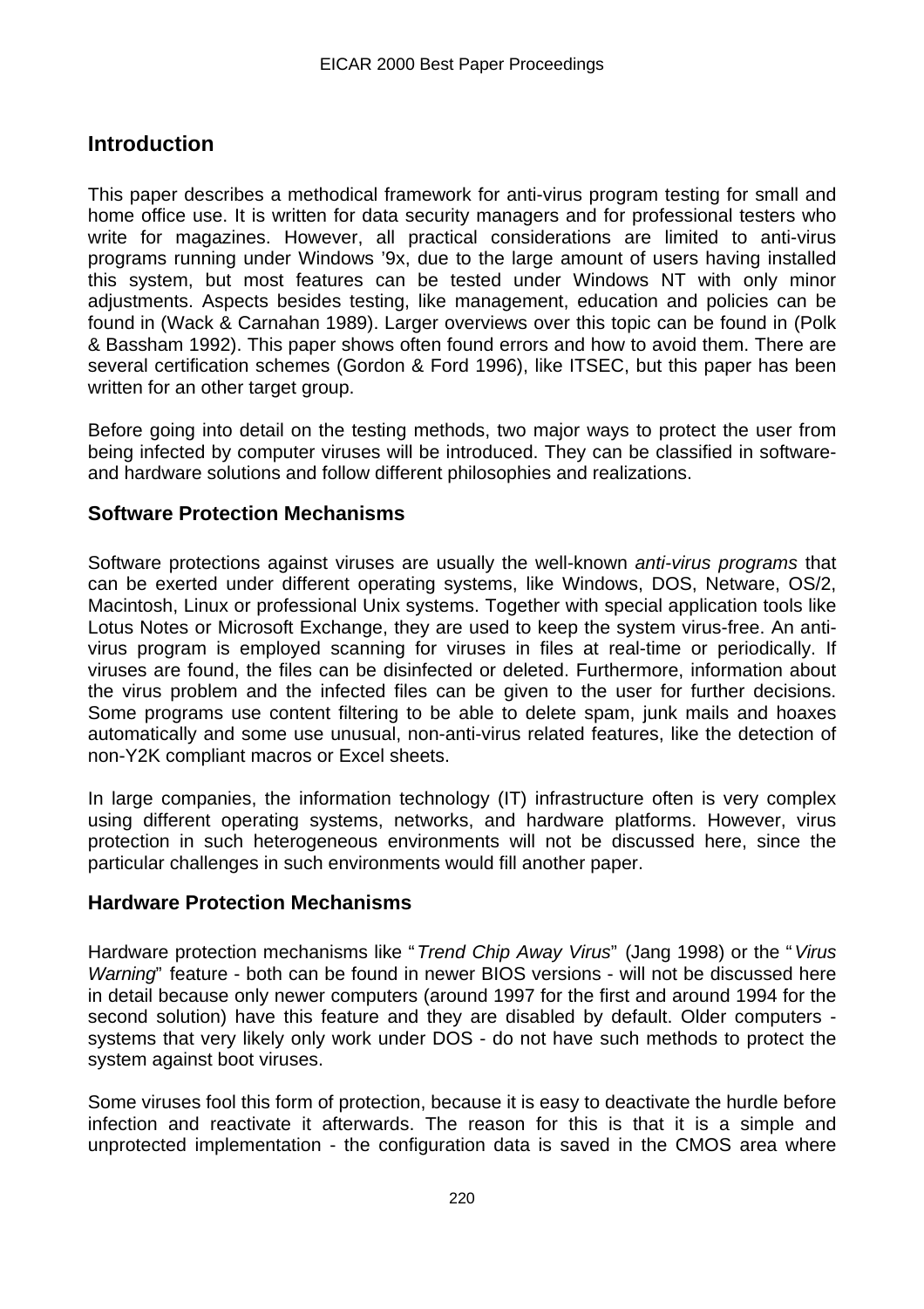## Introduction

This paper describes a methodical framework for anti-virus program testing for small and home office use. It is written for data security managers and for professional testers who write for magazines. However, all practical considerations are limited to anti-virus programs running under Windows '9x, due to the large amount of users having installed this system, but most features can be tested under Windows NT with only minor adjustments. Aspects besides testing, like management, education and policies can be found in (Wack & Carnahan 1989). Larger overviews over this topic can be found in (Polk & Bassham 1992). This paper shows often found errors and how to avoid them. There are several certification schemes (Gordon & Ford 1996), like ITSEC, but this paper has been written for an other target group.

Before going into detail on the testing methods, two major ways to protect the user from being infected by computer viruses will be introduced. They can be classified in software- and hardware solutions and follow different philosophies and realizations.

### Software Protection Mechanisms

Software protections against viruses are usually the well-known *anti-virus programs* that can be exerted under different operating systems, like Windows, DOS, Netware, OS/2, Macintosh, Linux or professional Unix systems. Together with special application tools like Lotus Notes or Microsoft Exchange, they are used to keep the system virus-free. An anti-virus program is employed scanning for viruses in files at real-time or periodically. If viruses are found, the files can be disinfected or deleted. Furthermore, information about the virus problem and the infected files can be given to the user for further decisions. Some programs use content filtering to be able to delete spam, junk mails and hoaxes automatically and some use unusual, non-anti-virus related features, like the detection of non-Y2K compliant macros or Excel sheets.

In large companies, the information technology (IT) infrastructure often is very complex using different operating systems, networks, and hardware platforms. However, virus protection in such heterogeneous environments will not be discussed here, since the particular challenges in such environments would fill another paper.

### Hardware Protection Mechanisms

Hardware protection mechanisms like "*Trend Chip Away Virus*" (Jang 1998) or the "*Virus Warning*" feature - both can be found in newer BIOS versions - will not be discussed here in detail because only newer computers (around 1997 for the first and around 1994 for the second solution) have this feature and they are disabled by default. Older computers - systems that very likely only work under DOS - do not have such methods to protect the system against boot viruses.

Some viruses fool this form of protection, because it is easy to deactivate the hurdle before infection and reactivate it afterwards. The reason for this is that it is a simple and unprotected implementation - the configuration data is saved in the CMOS area where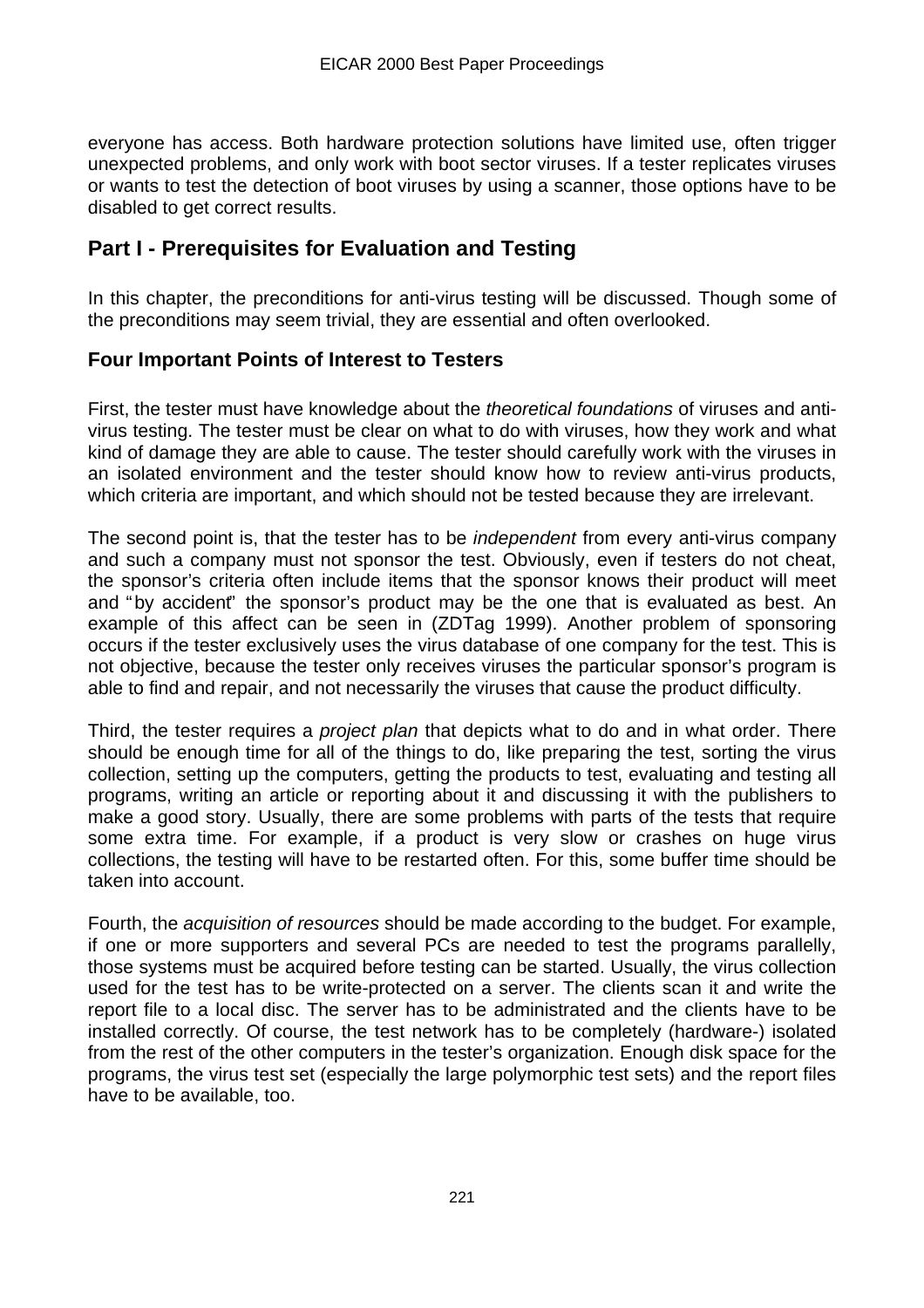everyone has access. Both hardware protection solutions have limited use, often trigger unexpected problems, and only work with boot sector viruses. If a tester replicates viruses or wants to test the detection of boot viruses by using a scanner, those options have to be disabled to get correct results.

## Part I - Prerequisites for Evaluation and Testing

In this chapter, the preconditions for anti-virus testing will be discussed. Though some of the preconditions may seem trivial, they are essential and often overlooked.

### Four Important Points of Interest to Testers

First, the tester must have knowledge about the *theoretical foundations* of viruses and anti-virus testing. The tester must be clear on what to do with viruses, how they work and what kind of damage they are able to cause. The tester should carefully work with the viruses in an isolated environment and the tester should know how to review anti-virus products, which criteria are important, and which should not be tested because they are irrelevant.

The second point is, that the tester has to be *independent* from every anti-virus company and such a company must not sponsor the test. Obviously, even if testers do not cheat, the sponsor's criteria often include items that the sponsor knows their product will meet and "by accident" the sponsor's product may be the one that is evaluated as best. An example of this affect can be seen in (ZDTag 1999). Another problem of sponsoring occurs if the tester exclusively uses the virus database of one company for the test. This is not objective, because the tester only receives viruses the particular sponsor's program is able to find and repair, and not necessarily the viruses that cause the product difficulty.

Third, the tester requires a *project plan* that depicts what to do and in what order. There should be enough time for all of the things to do, like preparing the test, sorting the virus collection, setting up the computers, getting the products to test, evaluating and testing all programs, writing an article or reporting about it and discussing it with the publishers to make a good story. Usually, there are some problems with parts of the tests that require some extra time. For example, if a product is very slow or crashes on huge virus collections, the testing will have to be restarted often. For this, some buffer time should be taken into account.

Fourth, the *acquisition of resources* should be made according to the budget. For example, if one or more supporters and several PCs are needed to test the programs parallelly, those systems must be acquired before testing can be started. Usually, the virus collection used for the test has to be write-protected on a server. The clients scan it and write the report file to a local disc. The server has to be administrated and the clients have to be installed correctly. Of course, the test network has to be completely (hardware-) isolated from the rest of the other computers in the tester's organization. Enough disk space for the programs, the virus test set (especially the large polymorphic test sets) and the report files have to be available, too.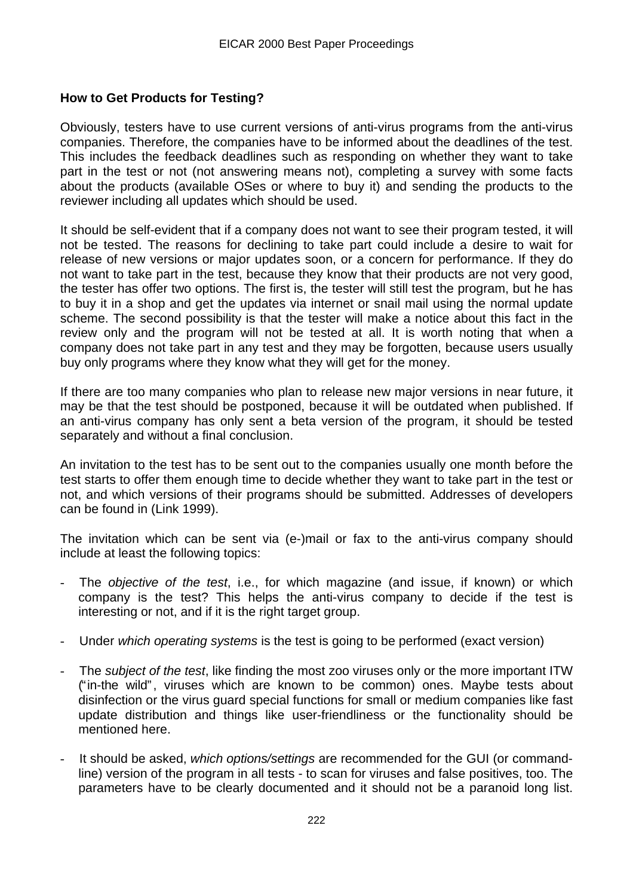**How to Get Products for Testing?**

Obviously, testers have to use current versions of anti-virus programs from the anti-virus companies. Therefore, the companies have to be informed about the deadlines of the test. This includes the feedback deadlines such as responding on whether they want to take part in the test or not (not answering means not), completing a survey with some facts about the products (available OSes or where to buy it) and sending the products to the reviewer including all updates which should be used.

It should be self-evident that if a company does not want to see their program tested, it will not be tested. The reasons for declining to take part could include a desire to wait for release of new versions or major updates soon, or a concern for performance. If they do not want to take part in the test, because they know that their products are not very good, the tester has offer two options. The first is, the tester will still test the program, but he has to buy it in a shop and get the updates via internet or snail mail using the normal update scheme. The second possibility is that the tester will make a notice about this fact in the review only and the program will not be tested at all. It is worth noting that when a company does not take part in any test and they may be forgotten, because users usually buy only programs where they know what they will get for the money.

If there are too many companies who plan to release new major versions in near future, it may be that the test should be postponed, because it will be outdated when published. If an anti-virus company has only sent a beta version of the program, it should be tested separately and without a final conclusion.

An invitation to the test has to be sent out to the companies usually one month before the test starts to offer them enough time to decide whether they want to take part in the test or not, and which versions of their programs should be submitted. Addresses of developers can be found in (Link 1999).

The invitation which can be sent via (e-)mail or fax to the anti-virus company should include at least the following topics:

- The *objective of the test*, i.e., for which magazine (and issue, if known) or which company is the test? This helps the anti-virus company to decide if the test is interesting or not, and if it is the right target group.
- Under *which operating systems* is the test is going to be performed (exact version)
- The *subject of the test*, like finding the most zoo viruses only or the more important ITW ("in-the wild", viruses which are known to be common) ones. Maybe tests about disinfection or the virus guard special functions for small or medium companies like fast update distribution and things like user-friendliness or the functionality should be mentioned here.
- It should be asked, *which options/settings* are recommended for the GUI (or command-line) version of the program in all tests - to scan for viruses and false positives, too. The parameters have to be clearly documented and it should not be a paranoid long list.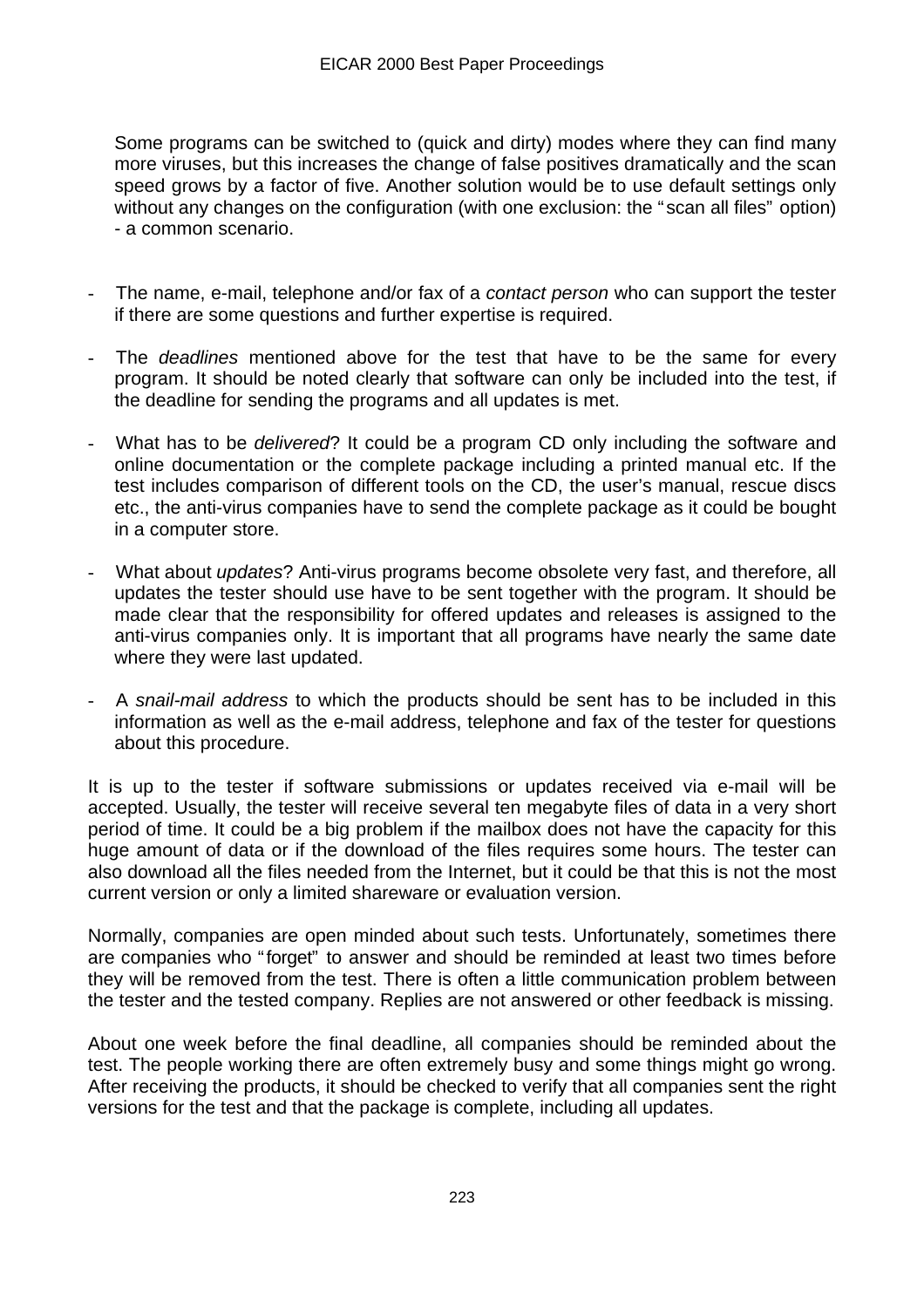Some programs can be switched to (quick and dirty) modes where they can find many more viruses, but this increases the change of false positives dramatically and the scan speed grows by a factor of five. Another solution would be to use default settings only without any changes on the configuration (with one exclusion: the "scan all files" option) - a common scenario.

- The name, e-mail, telephone and/or fax of a *contact person* who can support the tester if there are some questions and further expertise is required.
- The *deadlines* mentioned above for the test that have to be the same for every program. It should be noted clearly that software can only be included into the test, if the deadline for sending the programs and all updates is met.
- What has to be *delivered*? It could be a program CD only including the software and online documentation or the complete package including a printed manual etc. If the test includes comparison of different tools on the CD, the user's manual, rescue discs etc., the anti-virus companies have to send the complete package as it could be bought in a computer store.
- What about *updates*? Anti-virus programs become obsolete very fast, and therefore, all updates the tester should use have to be sent together with the program. It should be made clear that the responsibility for offered updates and releases is assigned to the anti-virus companies only. It is important that all programs have nearly the same date where they were last updated.
- A *snail-mail address* to which the products should be sent has to be included in this information as well as the e-mail address, telephone and fax of the tester for questions about this procedure.

It is up to the tester if software submissions or updates received via e-mail will be accepted. Usually, the tester will receive several ten megabyte files of data in a very short period of time. It could be a big problem if the mailbox does not have the capacity for this huge amount of data or if the download of the files requires some hours. The tester can also download all the files needed from the Internet, but it could be that this is not the most current version or only a limited shareware or evaluation version.

Normally, companies are open minded about such tests. Unfortunately, sometimes there are companies who "forget" to answer and should be reminded at least two times before they will be removed from the test. There is often a little communication problem between the tester and the tested company. Replies are not answered or other feedback is missing.

About one week before the final deadline, all companies should be reminded about the test. The people working there are often extremely busy and some things might go wrong. After receiving the products, it should be checked to verify that all companies sent the right versions for the test and that the package is complete, including all updates.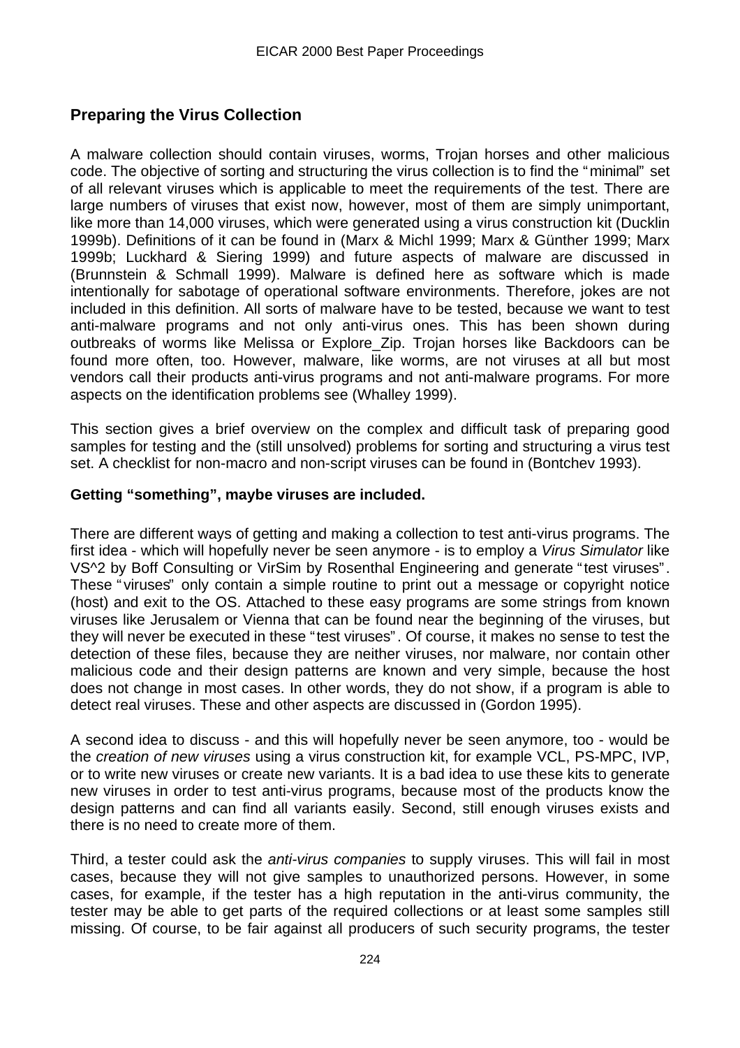## Preparing the Virus Collection

A malware collection should contain viruses, worms, Trojan horses and other malicious code. The objective of sorting and structuring the virus collection is to find the "minimal" set of all relevant viruses which is applicable to meet the requirements of the test. There are large numbers of viruses that exist now, however, most of them are simply unimportant, like more than 14,000 viruses, which were generated using a virus construction kit (Ducklin 1999b). Definitions of it can be found in (Marx & Michl 1999; Marx & Günther 1999; Marx 1999b; Luckhard & Siering 1999) and future aspects of malware are discussed in (Brunnstein & Schmall 1999). Malware is defined here as software which is made intentionally for sabotage of operational software environments. Therefore, jokes are not included in this definition. All sorts of malware have to be tested, because we want to test anti-malware programs and not only anti-virus ones. This has been shown during outbreaks of worms like Melissa or Explore_Zip. Trojan horses like Backdoors can be found more often, too. However, malware, like worms, are not viruses at all but most vendors call their products anti-virus programs and not anti-malware programs. For more aspects on the identification problems see (Whalley 1999).

This section gives a brief overview on the complex and difficult task of preparing good samples for testing and the (still unsolved) problems for sorting and structuring a virus test set. A checklist for non-macro and non-script viruses can be found in (Bontchev 1993).

### Getting "something", maybe viruses are included.

There are different ways of getting and making a collection to test anti-virus programs. The first idea - which will hopefully never be seen anymore - is to employ a *Virus Simulator* like VS^2 by Boff Consulting or VirSim by Rosenthal Engineering and generate "test viruses". These "viruses" only contain a simple routine to print out a message or copyright notice (host) and exit to the OS. Attached to these easy programs are some strings from known viruses like Jerusalem or Vienna that can be found near the beginning of the viruses, but they will never be executed in these "test viruses". Of course, it makes no sense to test the detection of these files, because they are neither viruses, nor malware, nor contain other malicious code and their design patterns are known and very simple, because the host does not change in most cases. In other words, they do not show, if a program is able to detect real viruses. These and other aspects are discussed in (Gordon 1995).

A second idea to discuss - and this will hopefully never be seen anymore, too - would be the *creation of new viruses* using a virus construction kit, for example VCL, PS-MPC, IVP, or to write new viruses or create new variants. It is a bad idea to use these kits to generate new viruses in order to test anti-virus programs, because most of the products know the design patterns and can find all variants easily. Second, still enough viruses exists and there is no need to create more of them.

Third, a tester could ask the *anti-virus companies* to supply viruses. This will fail in most cases, because they will not give samples to unauthorized persons. However, in some cases, for example, if the tester has a high reputation in the anti-virus community, the tester may be able to get parts of the required collections or at least some samples still missing. Of course, to be fair against all producers of such security programs, the tester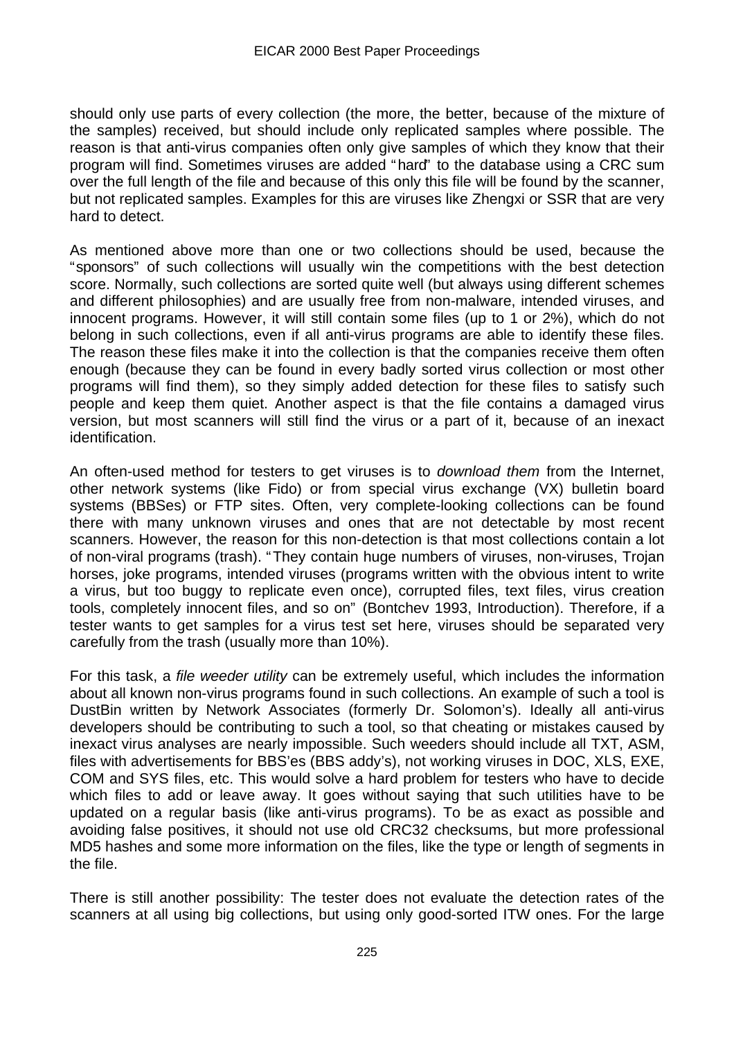should only use parts of every collection (the more, the better, because of the mixture of the samples) received, but should include only replicated samples where possible. The reason is that anti-virus companies often only give samples of which they know that their program will find. Sometimes viruses are added "hard" to the database using a CRC sum over the full length of the file and because of this only this file will be found by the scanner, but not replicated samples. Examples for this are viruses like Zhengxi or SSR that are very hard to detect.

As mentioned above more than one or two collections should be used, because the "sponsors" of such collections will usually win the competitions with the best detection score. Normally, such collections are sorted quite well (but always using different schemes and different philosophies) and are usually free from non-malware, intended viruses, and innocent programs. However, it will still contain some files (up to 1 or 2%), which do not belong in such collections, even if all anti-virus programs are able to identify these files. The reason these files make it into the collection is that the companies receive them often enough (because they can be found in every badly sorted virus collection or most other programs will find them), so they simply added detection for these files to satisfy such people and keep them quiet. Another aspect is that the file contains a damaged virus version, but most scanners will still find the virus or a part of it, because of an inexact identification.

An often-used method for testers to get viruses is to *download them* from the Internet, other network systems (like Fido) or from special virus exchange (VX) bulletin board systems (BBSes) or FTP sites. Often, very complete-looking collections can be found there with many unknown viruses and ones that are not detectable by most recent scanners. However, the reason for this non-detection is that most collections contain a lot of non-viral programs (trash). "They contain huge numbers of viruses, non-viruses, Trojan horses, joke programs, intended viruses (programs written with the obvious intent to write a virus, but too buggy to replicate even once), corrupted files, text files, virus creation tools, completely innocent files, and so on" (Bontchev 1993, Introduction). Therefore, if a tester wants to get samples for a virus test set here, viruses should be separated very carefully from the trash (usually more than 10%).

For this task, a *file weeder utility* can be extremely useful, which includes the information about all known non-virus programs found in such collections. An example of such a tool is DustBin written by Network Associates (formerly Dr. Solomon's). Ideally all anti-virus developers should be contributing to such a tool, so that cheating or mistakes caused by inexact virus analyses are nearly impossible. Such weeders should include all TXT, ASM, files with advertisements for BBS'es (BBS addy's), not working viruses in DOC, XLS, EXE, COM and SYS files, etc. This would solve a hard problem for testers who have to decide which files to add or leave away. It goes without saying that such utilities have to be updated on a regular basis (like anti-virus programs). To be as exact as possible and avoiding false positives, it should not use old CRC32 checksums, but more professional MD5 hashes and some more information on the files, like the type or length of segments in the file.

There is still another possibility: The tester does not evaluate the detection rates of the scanners at all using big collections, but using only good-sorted ITW ones. For the large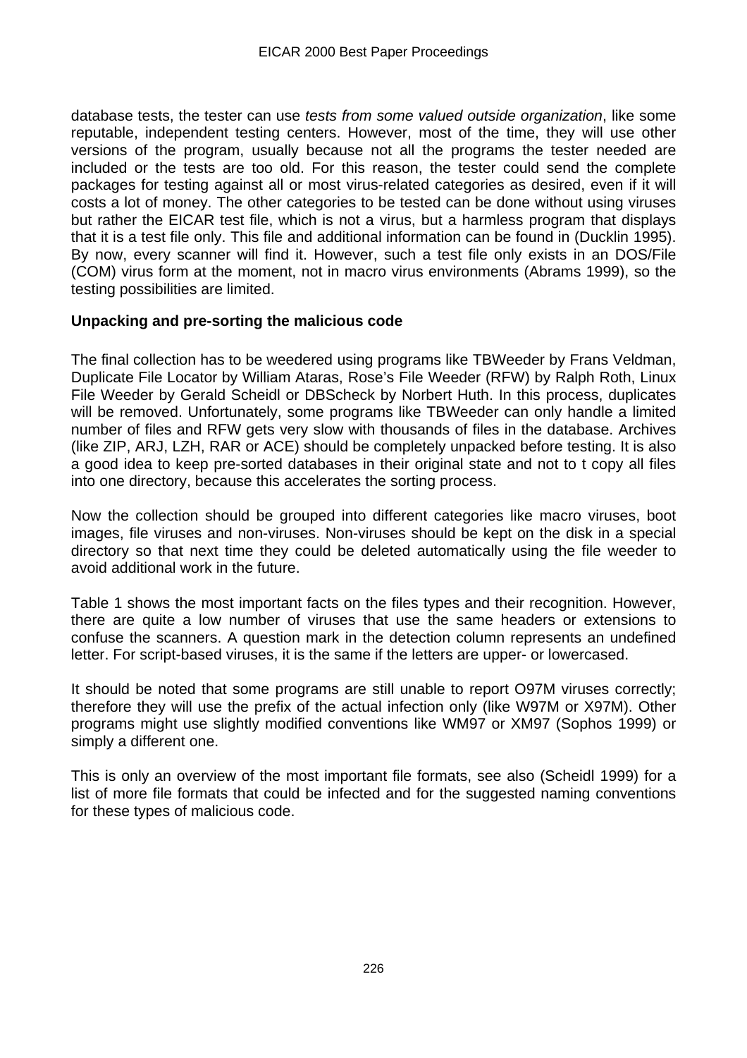database tests, the tester can use *tests from some valued outside organization*, like some reputable, independent testing centers. However, most of the time, they will use other versions of the program, usually because not all the programs the tester needed are included or the tests are too old. For this reason, the tester could send the complete packages for testing against all or most virus-related categories as desired, even if it will costs a lot of money. The other categories to be tested can be done without using viruses but rather the EICAR test file, which is not a virus, but a harmless program that displays that it is a test file only. This file and additional information can be found in (Ducklin 1995). By now, every scanner will find it. However, such a test file only exists in an DOS/File (COM) virus form at the moment, not in macro virus environments (Abrams 1999), so the testing possibilities are limited.

**Unpacking and pre-sorting the malicious code**

The final collection has to be weedered using programs like TBWeeder by Frans Veldman, Duplicate File Locator by William Ataras, Rose's File Weeder (RFW) by Ralph Roth, Linux File Weeder by Gerald Scheidl or DBScheck by Norbert Huth. In this process, duplicates will be removed. Unfortunately, some programs like TBWeeder can only handle a limited number of files and RFW gets very slow with thousands of files in the database. Archives (like ZIP, ARJ, LZH, RAR or ACE) should be completely unpacked before testing. It is also a good idea to keep pre-sorted databases in their original state and not to t copy all files into one directory, because this accelerates the sorting process.

Now the collection should be grouped into different categories like macro viruses, boot images, file viruses and non-viruses. Non-viruses should be kept on the disk in a special directory so that next time they could be deleted automatically using the file weeder to avoid additional work in the future.

Table 1 shows the most important facts on the files types and their recognition. However, there are quite a low number of viruses that use the same headers or extensions to confuse the scanners. A question mark in the detection column represents an undefined letter. For script-based viruses, it is the same if the letters are upper- or lowercased.

It should be noted that some programs are still unable to report O97M viruses correctly; therefore they will use the prefix of the actual infection only (like W97M or X97M). Other programs might use slightly modified conventions like WM97 or XM97 (Sophos 1999) or simply a different one.

This is only an overview of the most important file formats, see also (Scheidl 1999) for a list of more file formats that could be infected and for the suggested naming conventions for these types of malicious code.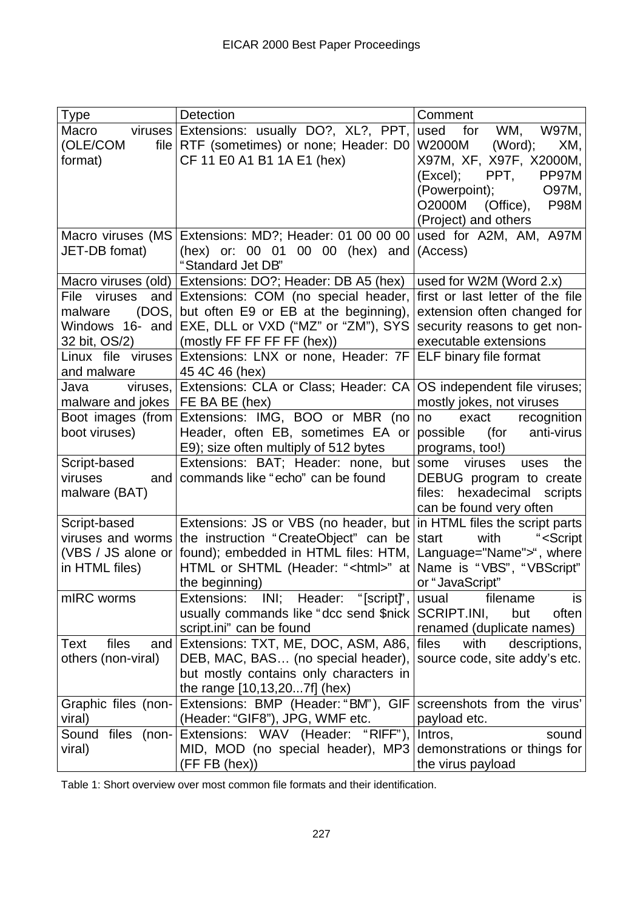| Type | Detection | Comment |
|---|---|---|
| Macro viruses (OLE/COM file format) | Extensions: usually DO?, XL?, PPT, RTF (sometimes) or none; Header: D0 CF 11 E0 A1 B1 1A E1 (hex) | used for WM, W97M, W2000M (Word); XM, X97M, XF, X97F, X2000M, (Excel); PPT, PP97M (Powerpoint); O97M, O2000M (Office), P98M (Project) and others |
| Macro viruses (MS JET-DB fomat) | Extensions: MD?; Header: 01 00 00 00 (hex) or: 00 01 00 00 (hex) and "Standard Jet DB" | used for A2M, AM, A97M (Access) |
| Macro viruses (old) | Extensions: DO?; Header: DB A5 (hex) | used for W2M (Word 2.x) |
| File viruses and malware (DOS, Windows 16- and 32 bit, OS/2) | Extensions: COM (no special header, but often E9 or EB at the beginning), EXE, DLL or VXD ("MZ" or "ZM"), SYS (mostly FF FF FF FF (hex)) | first or last letter of the file extension often changed for security reasons to get non-executable extensions |
| Linux file viruses and malware | Extensions: LNX or none, Header: 7F 45 4C 46 (hex) | ELF binary file format |
| Java viruses, malware and jokes | Extensions: CLA or Class; Header: CA FE BA BE (hex) | OS independent file viruses; mostly jokes, not viruses |
| Boot images (from boot viruses) | Extensions: IMG, BOO or MBR (no Header, often EB, sometimes EA or E9); size often multiply of 512 bytes | no exact recognition possible (for anti-virus programs, too!) |
| Script-based viruses and malware (BAT) | Extensions: BAT; Header: none, but commands like "echo" can be found | some viruses uses the DEBUG program to create files: hexadecimal scripts can be found very often |
| Script-based viruses and worms (VBS / JS alone or in HTML files) | Extensions: JS or VBS (no header, but the instruction "CreateObject" can be found); embedded in HTML files: HTM, HTML or SHTML (Header: "<html>" at the beginning) | in HTML files the script parts start with "<Script Language="Name">", where Name is "VBS", "VBScript" or "JavaScript" |
| mIRC worms | Extensions: INI; Header: "[script]", usually commands like "dcc send $nick script.ini" can be found | usual filename is SCRIPT.INI, but often renamed (duplicate names) |
| Text files and others (non-viral) | Extensions: TXT, ME, DOC, ASM, A86, DEB, MAC, BAS… (no special header), but mostly contains only characters in the range [10,13,20...7f] (hex) | files with descriptions, source code, site addy's etc. |
| Graphic files (non-viral) | Extensions: BMP (Header: "BM"), GIF (Header: "GIF8"), JPG, WMF etc. | screenshots from the virus' payload etc. |
| Sound files (non-viral) | Extensions: WAV (Header: "RIFF"), MID, MOD (no special header), MP3 (FF FB (hex)) | Intros, sound demonstrations or things for the virus payload |

Table 1: Short overview over most common file formats and their identification.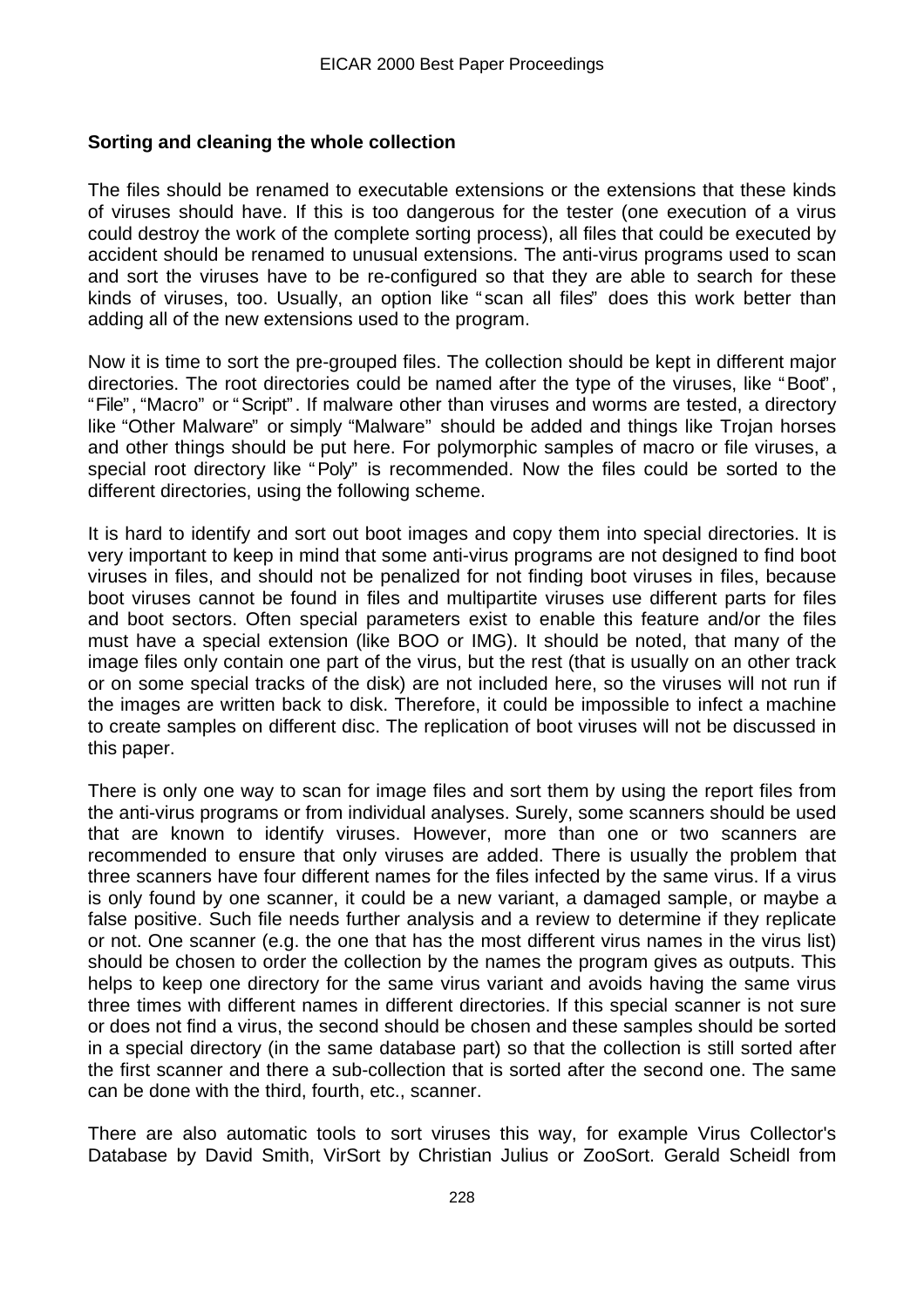## Sorting and cleaning the whole collection

The files should be renamed to executable extensions or the extensions that these kinds of viruses should have. If this is too dangerous for the tester (one execution of a virus could destroy the work of the complete sorting process), all files that could be executed by accident should be renamed to unusual extensions. The anti-virus programs used to scan and sort the viruses have to be re-configured so that they are able to search for these kinds of viruses, too. Usually, an option like "scan all files" does this work better than adding all of the new extensions used to the program.

Now it is time to sort the pre-grouped files. The collection should be kept in different major directories. The root directories could be named after the type of the viruses, like "Boot", "File", "Macro" or "Script". If malware other than viruses and worms are tested, a directory like "Other Malware" or simply "Malware" should be added and things like Trojan horses and other things should be put here. For polymorphic samples of macro or file viruses, a special root directory like "Poly" is recommended. Now the files could be sorted to the different directories, using the following scheme.

It is hard to identify and sort out boot images and copy them into special directories. It is very important to keep in mind that some anti-virus programs are not designed to find boot viruses in files, and should not be penalized for not finding boot viruses in files, because boot viruses cannot be found in files and multipartite viruses use different parts for files and boot sectors. Often special parameters exist to enable this feature and/or the files must have a special extension (like BOO or IMG). It should be noted, that many of the image files only contain one part of the virus, but the rest (that is usually on an other track or on some special tracks of the disk) are not included here, so the viruses will not run if the images are written back to disk. Therefore, it could be impossible to infect a machine to create samples on different disc. The replication of boot viruses will not be discussed in this paper.

There is only one way to scan for image files and sort them by using the report files from the anti-virus programs or from individual analyses. Surely, some scanners should be used that are known to identify viruses. However, more than one or two scanners are recommended to ensure that only viruses are added. There is usually the problem that three scanners have four different names for the files infected by the same virus. If a virus is only found by one scanner, it could be a new variant, a damaged sample, or maybe a false positive. Such file needs further analysis and a review to determine if they replicate or not. One scanner (e.g. the one that has the most different virus names in the virus list) should be chosen to order the collection by the names the program gives as outputs. This helps to keep one directory for the same virus variant and avoids having the same virus three times with different names in different directories. If this special scanner is not sure or does not find a virus, the second should be chosen and these samples should be sorted in a special directory (in the same database part) so that the collection is still sorted after the first scanner and there a sub-collection that is sorted after the second one. The same can be done with the third, fourth, etc., scanner.

There are also automatic tools to sort viruses this way, for example Virus Collector's Database by David Smith, VirSort by Christian Julius or ZooSort. Gerald Scheidl from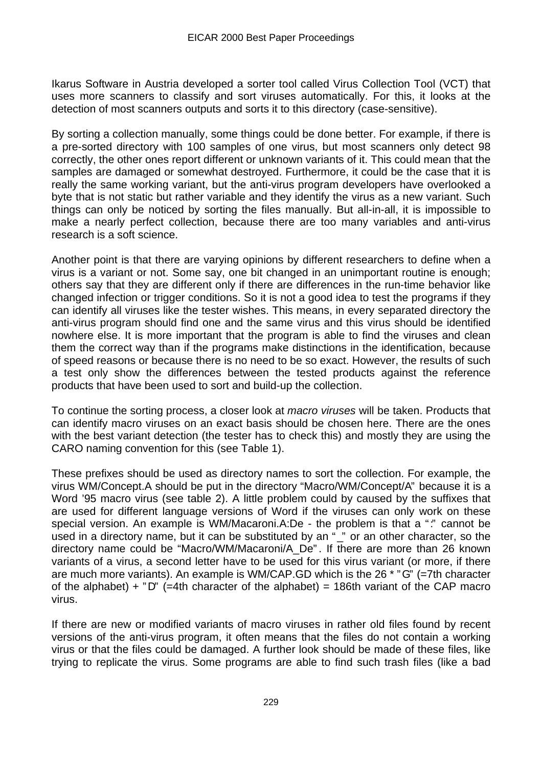Ikarus Software in Austria developed a sorter tool called Virus Collection Tool (VCT) that uses more scanners to classify and sort viruses automatically. For this, it looks at the detection of most scanners outputs and sorts it to this directory (case-sensitive).

By sorting a collection manually, some things could be done better. For example, if there is a pre-sorted directory with 100 samples of one virus, but most scanners only detect 98 correctly, the other ones report different or unknown variants of it. This could mean that the samples are damaged or somewhat destroyed. Furthermore, it could be the case that it is really the same working variant, but the anti-virus program developers have overlooked a byte that is not static but rather variable and they identify the virus as a new variant. Such things can only be noticed by sorting the files manually. But all-in-all, it is impossible to make a nearly perfect collection, because there are too many variables and anti-virus research is a soft science.

Another point is that there are varying opinions by different researchers to define when a virus is a variant or not. Some say, one bit changed in an unimportant routine is enough; others say that they are different only if there are differences in the run-time behavior like changed infection or trigger conditions. So it is not a good idea to test the programs if they can identify all viruses like the tester wishes. This means, in every separated directory the anti-virus program should find one and the same virus and this virus should be identified nowhere else. It is more important that the program is able to find the viruses and clean them the correct way than if the programs make distinctions in the identification, because of speed reasons or because there is no need to be so exact. However, the results of such a test only show the differences between the tested products against the reference products that have been used to sort and build-up the collection.

To continue the sorting process, a closer look at *macro viruses* will be taken. Products that can identify macro viruses on an exact basis should be chosen here. There are the ones with the best variant detection (the tester has to check this) and mostly they are using the CARO naming convention for this (see Table 1).

These prefixes should be used as directory names to sort the collection. For example, the virus WM/Concept.A should be put in the directory "Macro/WM/Concept/A" because it is a Word '95 macro virus (see table 2). A little problem could by caused by the suffixes that are used for different language versions of Word if the viruses can only work on these special version. An example is WM/Macaroni.A:De - the problem is that a ":" cannot be used in a directory name, but it can be substituted by an "_" or an other character, so the directory name could be "Macro/WM/Macaroni/A_De". If there are more than 26 known variants of a virus, a second letter have to be used for this virus variant (or more, if there are much more variants). An example is WM/CAP.GD which is the 26 * "G" (=7th character of the alphabet) + "D" (=4th character of the alphabet) = 186th variant of the CAP macro virus.

If there are new or modified variants of macro viruses in rather old files found by recent versions of the anti-virus program, it often means that the files do not contain a working virus or that the files could be damaged. A further look should be made of these files, like trying to replicate the virus. Some programs are able to find such trash files (like a bad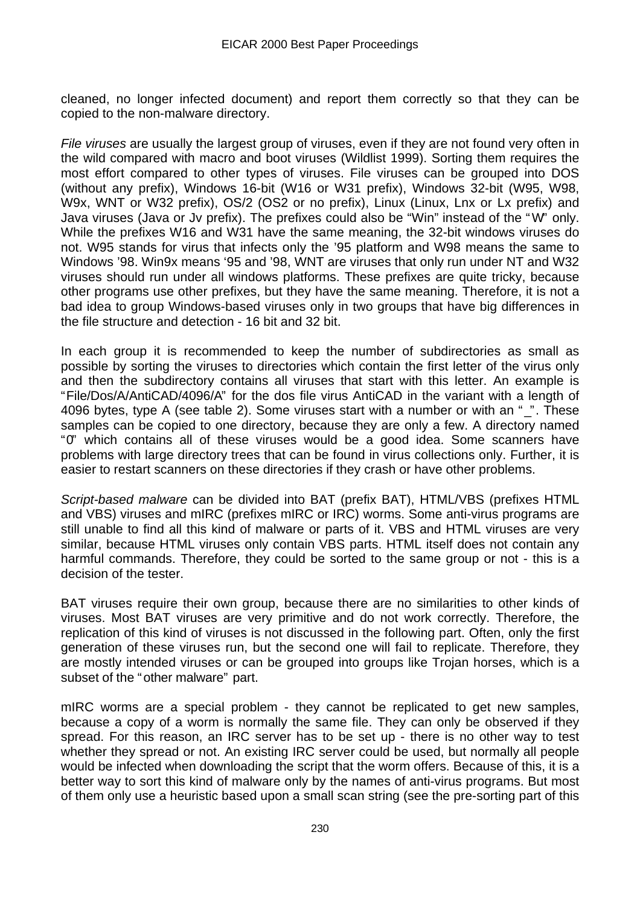cleaned, no longer infected document) and report them correctly so that they can be copied to the non-malware directory.

*File viruses* are usually the largest group of viruses, even if they are not found very often in the wild compared with macro and boot viruses (Wildlist 1999). Sorting them requires the most effort compared to other types of viruses. File viruses can be grouped into DOS (without any prefix), Windows 16-bit (W16 or W31 prefix), Windows 32-bit (W95, W98, W9x, WNT or W32 prefix), OS/2 (OS2 or no prefix), Linux (Linux, Lnx or Lx prefix) and Java viruses (Java or Jv prefix). The prefixes could also be "Win" instead of the "W" only. While the prefixes W16 and W31 have the same meaning, the 32-bit windows viruses do not. W95 stands for virus that infects only the '95 platform and W98 means the same to Windows '98. Win9x means '95 and '98, WNT are viruses that only run under NT and W32 viruses should run under all windows platforms. These prefixes are quite tricky, because other programs use other prefixes, but they have the same meaning. Therefore, it is not a bad idea to group Windows-based viruses only in two groups that have big differences in the file structure and detection - 16 bit and 32 bit.

In each group it is recommended to keep the number of subdirectories as small as possible by sorting the viruses to directories which contain the first letter of the virus only and then the subdirectory contains all viruses that start with this letter. An example is "File/Dos/A/AntiCAD/4096/A" for the dos file virus AntiCAD in the variant with a length of 4096 bytes, type A (see table 2). Some viruses start with a number or with an "_". These samples can be copied to one directory, because they are only a few. A directory named "0" which contains all of these viruses would be a good idea. Some scanners have problems with large directory trees that can be found in virus collections only. Further, it is easier to restart scanners on these directories if they crash or have other problems.

*Script-based malware* can be divided into BAT (prefix BAT), HTML/VBS (prefixes HTML and VBS) viruses and mIRC (prefixes mIRC or IRC) worms. Some anti-virus programs are still unable to find all this kind of malware or parts of it. VBS and HTML viruses are very similar, because HTML viruses only contain VBS parts. HTML itself does not contain any harmful commands. Therefore, they could be sorted to the same group or not - this is a decision of the tester.

BAT viruses require their own group, because there are no similarities to other kinds of viruses. Most BAT viruses are very primitive and do not work correctly. Therefore, the replication of this kind of viruses is not discussed in the following part. Often, only the first generation of these viruses run, but the second one will fail to replicate. Therefore, they are mostly intended viruses or can be grouped into groups like Trojan horses, which is a subset of the "other malware" part.

mIRC worms are a special problem - they cannot be replicated to get new samples, because a copy of a worm is normally the same file. They can only be observed if they spread. For this reason, an IRC server has to be set up - there is no other way to test whether they spread or not. An existing IRC server could be used, but normally all people would be infected when downloading the script that the worm offers. Because of this, it is a better way to sort this kind of malware only by the names of anti-virus programs. But most of them only use a heuristic based upon a small scan string (see the pre-sorting part of this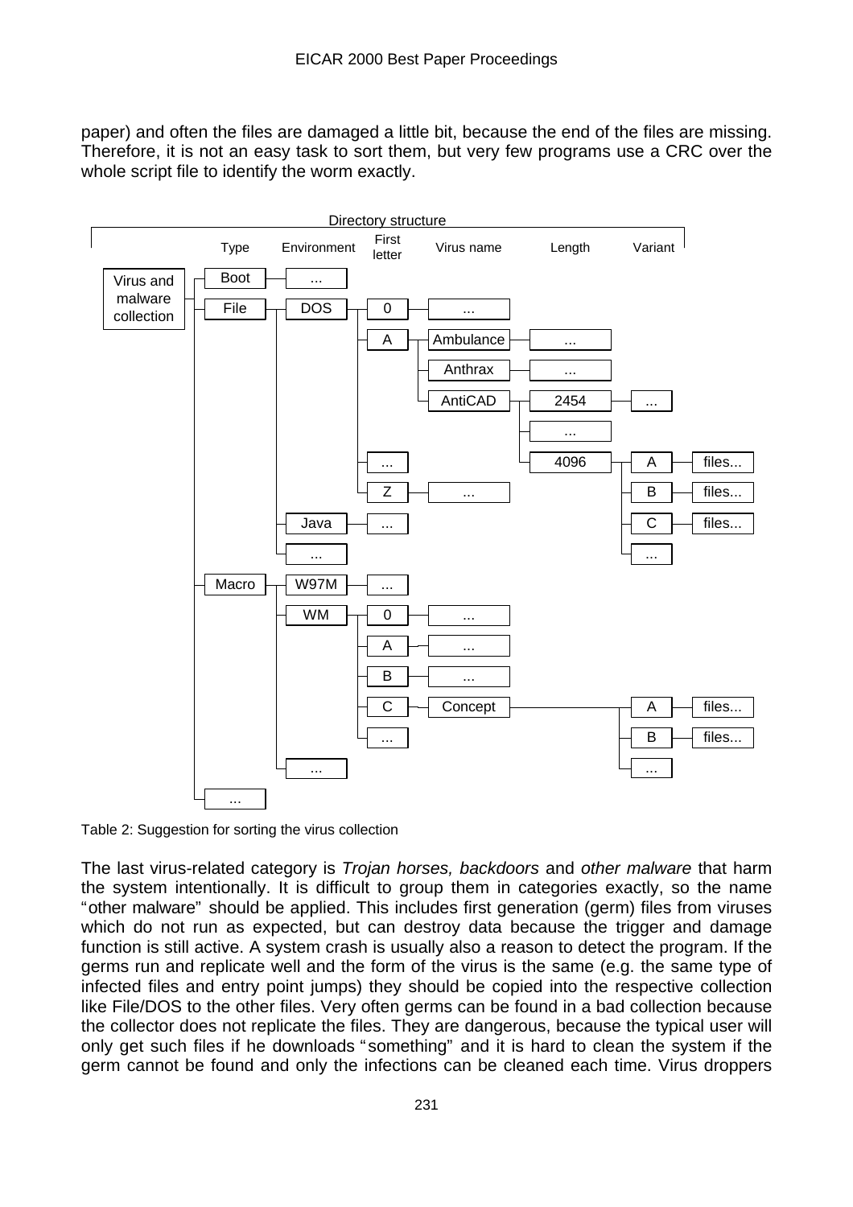paper) and often the files are damaged a little bit, because the end of the files are missing. Therefore, it is not an easy task to sort them, but very few programs use a CRC over the whole script file to identify the worm exactly.

```
Directory structure
Type / Environment / First letter / Virus name / Length / Variant

Virus and malware collection
├── Boot ── ...
├── File ── DOS ─┬── 0 ── ...
│        │       ├── A ─┬── Ambulance ── ...
│        │       │      ├── Anthrax ── ...
│        │       │      └── AntiCAD ─┬── 2454 ── ...
│        │       │                   ├── ...
│        │       │                   └── 4096 ─┬── A ── files...
│        │       │                             ├── B ── files...
│        │       │                             ├── C ── files...
│        │       │                             └── ...
│        │       ├── ...
│        │       └── Z ── ...
│        ├── Java ── ...
│        └── ...
├── Macro ── W97M ── ...
│        ├── WM ─┬── 0 ── ...
│        │       ├── A ── ...
│        │       ├── B ── ...
│        │       ├── C ── Concept ─┬── A ── files...
│        │       │                 ├── B ── files...
│        │       │                 └── ...
│        │       └── ...
│        └── ...
└── ...
```

Table 2: Suggestion for sorting the virus collection

The last virus-related category is *Trojan horses, backdoors* and *other malware* that harm the system intentionally. It is difficult to group them in categories exactly, so the name "other malware" should be applied. This includes first generation (germ) files from viruses which do not run as expected, but can destroy data because the trigger and damage function is still active. A system crash is usually also a reason to detect the program. If the germs run and replicate well and the form of the virus is the same (e.g. the same type of infected files and entry point jumps) they should be copied into the respective collection like File/DOS to the other files. Very often germs can be found in a bad collection because the collector does not replicate the files. They are dangerous, because the typical user will only get such files if he downloads "something" and it is hard to clean the system if the germ cannot be found and only the infections can be cleaned each time. Virus droppers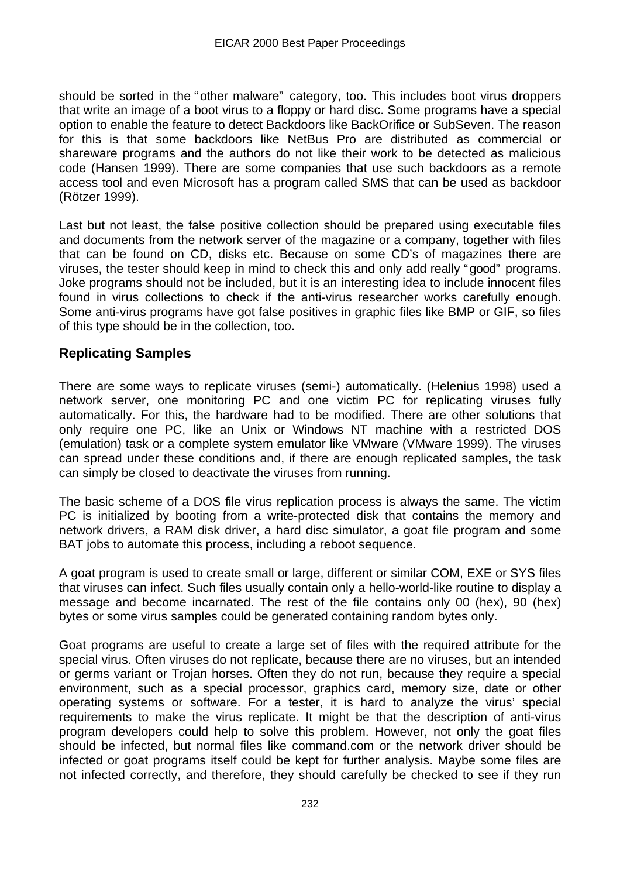should be sorted in the "other malware" category, too. This includes boot virus droppers that write an image of a boot virus to a floppy or hard disc. Some programs have a special option to enable the feature to detect Backdoors like BackOrifice or SubSeven. The reason for this is that some backdoors like NetBus Pro are distributed as commercial or shareware programs and the authors do not like their work to be detected as malicious code (Hansen 1999). There are some companies that use such backdoors as a remote access tool and even Microsoft has a program called SMS that can be used as backdoor (Rötzer 1999).

Last but not least, the false positive collection should be prepared using executable files and documents from the network server of the magazine or a company, together with files that can be found on CD, disks etc. Because on some CD's of magazines there are viruses, the tester should keep in mind to check this and only add really "good" programs. Joke programs should not be included, but it is an interesting idea to include innocent files found in virus collections to check if the anti-virus researcher works carefully enough. Some anti-virus programs have got false positives in graphic files like BMP or GIF, so files of this type should be in the collection, too.

## Replicating Samples

There are some ways to replicate viruses (semi-) automatically. (Helenius 1998) used a network server, one monitoring PC and one victim PC for replicating viruses fully automatically. For this, the hardware had to be modified. There are other solutions that only require one PC, like an Unix or Windows NT machine with a restricted DOS (emulation) task or a complete system emulator like VMware (VMware 1999). The viruses can spread under these conditions and, if there are enough replicated samples, the task can simply be closed to deactivate the viruses from running.

The basic scheme of a DOS file virus replication process is always the same. The victim PC is initialized by booting from a write-protected disk that contains the memory and network drivers, a RAM disk driver, a hard disc simulator, a goat file program and some BAT jobs to automate this process, including a reboot sequence.

A goat program is used to create small or large, different or similar COM, EXE or SYS files that viruses can infect. Such files usually contain only a hello-world-like routine to display a message and become incarnated. The rest of the file contains only 00 (hex), 90 (hex) bytes or some virus samples could be generated containing random bytes only.

Goat programs are useful to create a large set of files with the required attribute for the special virus. Often viruses do not replicate, because there are no viruses, but an intended or germs variant or Trojan horses. Often they do not run, because they require a special environment, such as a special processor, graphics card, memory size, date or other operating systems or software. For a tester, it is hard to analyze the virus' special requirements to make the virus replicate. It might be that the description of anti-virus program developers could help to solve this problem. However, not only the goat files should be infected, but normal files like command.com or the network driver should be infected or goat programs itself could be kept for further analysis. Maybe some files are not infected correctly, and therefore, they should carefully be checked to see if they run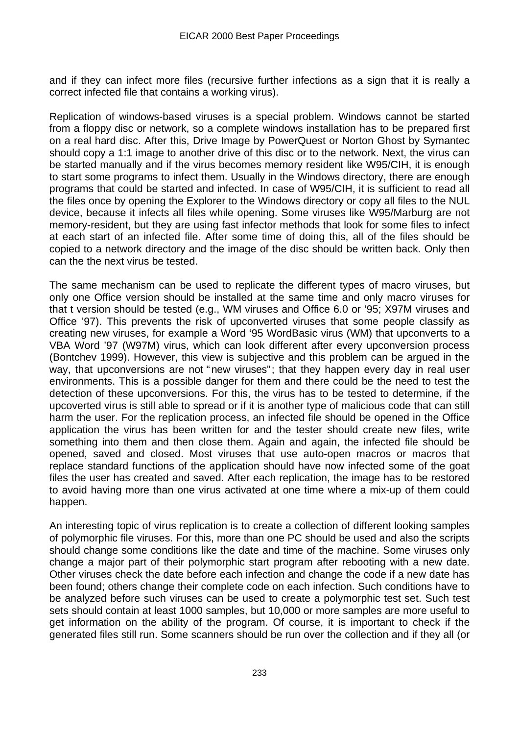and if they can infect more files (recursive further infections as a sign that it is really a correct infected file that contains a working virus).

Replication of windows-based viruses is a special problem. Windows cannot be started from a floppy disc or network, so a complete windows installation has to be prepared first on a real hard disc. After this, Drive Image by PowerQuest or Norton Ghost by Symantec should copy a 1:1 image to another drive of this disc or to the network. Next, the virus can be started manually and if the virus becomes memory resident like W95/CIH, it is enough to start some programs to infect them. Usually in the Windows directory, there are enough programs that could be started and infected. In case of W95/CIH, it is sufficient to read all the files once by opening the Explorer to the Windows directory or copy all files to the NUL device, because it infects all files while opening. Some viruses like W95/Marburg are not memory-resident, but they are using fast infector methods that look for some files to infect at each start of an infected file. After some time of doing this, all of the files should be copied to a network directory and the image of the disc should be written back. Only then can the the next virus be tested.

The same mechanism can be used to replicate the different types of macro viruses, but only one Office version should be installed at the same time and only macro viruses for that t version should be tested (e.g., WM viruses and Office 6.0 or '95; X97M viruses and Office '97). This prevents the risk of upconverted viruses that some people classify as creating new viruses, for example a Word '95 WordBasic virus (WM) that upconverts to a VBA Word '97 (W97M) virus, which can look different after every upconversion process (Bontchev 1999). However, this view is subjective and this problem can be argued in the way, that upconversions are not "new viruses"; that they happen every day in real user environments. This is a possible danger for them and there could be the need to test the detection of these upconversions. For this, the virus has to be tested to determine, if the upcoverted virus is still able to spread or if it is another type of malicious code that can still harm the user. For the replication process, an infected file should be opened in the Office application the virus has been written for and the tester should create new files, write something into them and then close them. Again and again, the infected file should be opened, saved and closed. Most viruses that use auto-open macros or macros that replace standard functions of the application should have now infected some of the goat files the user has created and saved. After each replication, the image has to be restored to avoid having more than one virus activated at one time where a mix-up of them could happen.

An interesting topic of virus replication is to create a collection of different looking samples of polymorphic file viruses. For this, more than one PC should be used and also the scripts should change some conditions like the date and time of the machine. Some viruses only change a major part of their polymorphic start program after rebooting with a new date. Other viruses check the date before each infection and change the code if a new date has been found; others change their complete code on each infection. Such conditions have to be analyzed before such viruses can be used to create a polymorphic test set. Such test sets should contain at least 1000 samples, but 10,000 or more samples are more useful to get information on the ability of the program. Of course, it is important to check if the generated files still run. Some scanners should be run over the collection and if they all (or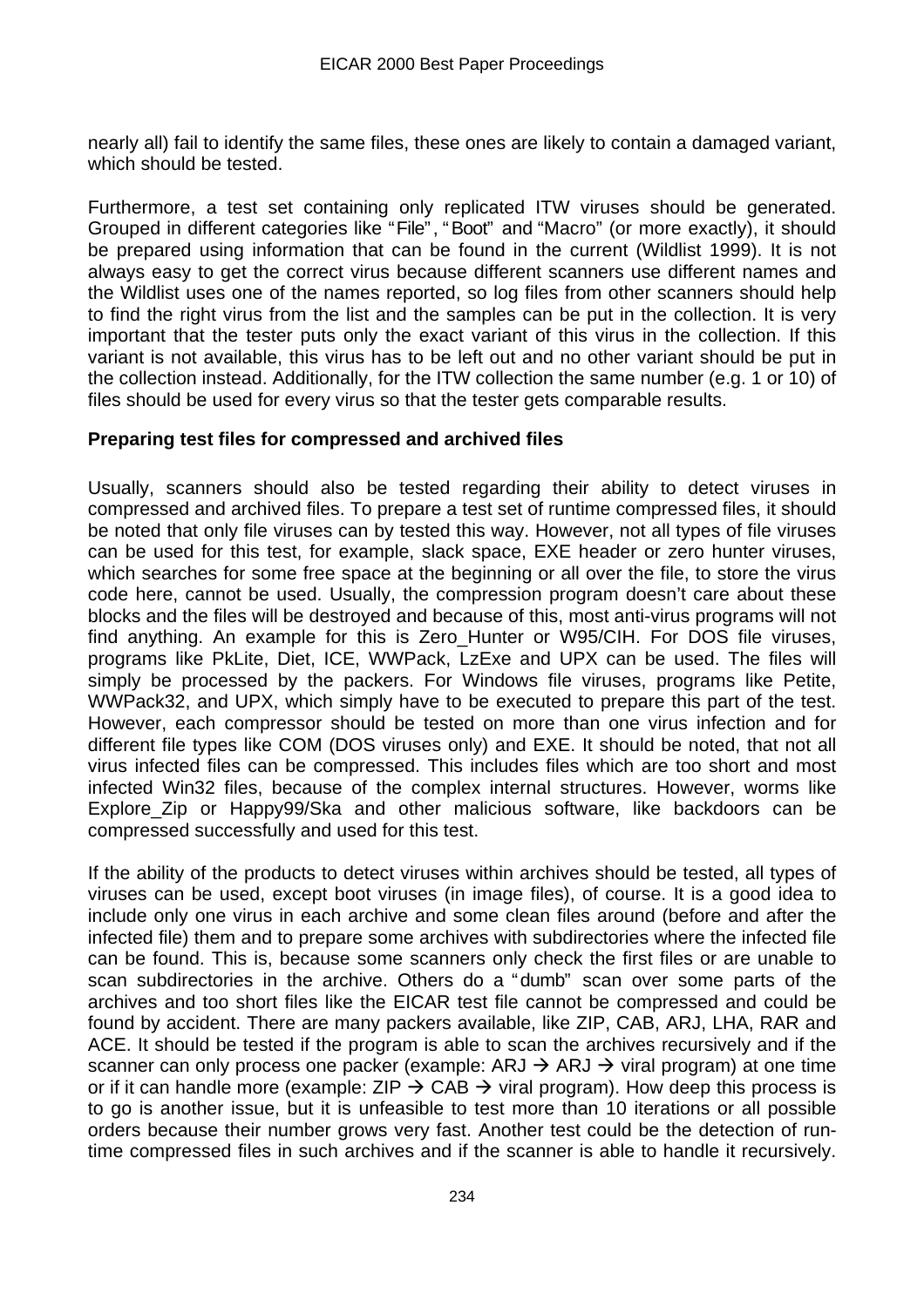nearly all) fail to identify the same files, these ones are likely to contain a damaged variant, which should be tested.

Furthermore, a test set containing only replicated ITW viruses should be generated. Grouped in different categories like "File", "Boot" and "Macro" (or more exactly), it should be prepared using information that can be found in the current (Wildlist 1999). It is not always easy to get the correct virus because different scanners use different names and the Wildlist uses one of the names reported, so log files from other scanners should help to find the right virus from the list and the samples can be put in the collection. It is very important that the tester puts only the exact variant of this virus in the collection. If this variant is not available, this virus has to be left out and no other variant should be put in the collection instead. Additionally, for the ITW collection the same number (e.g. 1 or 10) of files should be used for every virus so that the tester gets comparable results.

**Preparing test files for compressed and archived files**

Usually, scanners should also be tested regarding their ability to detect viruses in compressed and archived files. To prepare a test set of runtime compressed files, it should be noted that only file viruses can by tested this way. However, not all types of file viruses can be used for this test, for example, slack space, EXE header or zero hunter viruses, which searches for some free space at the beginning or all over the file, to store the virus code here, cannot be used. Usually, the compression program doesn't care about these blocks and the files will be destroyed and because of this, most anti-virus programs will not find anything. An example for this is Zero_Hunter or W95/CIH. For DOS file viruses, programs like PkLite, Diet, ICE, WWPack, LzExe and UPX can be used. The files will simply be processed by the packers. For Windows file viruses, programs like Petite, WWPack32, and UPX, which simply have to be executed to prepare this part of the test. However, each compressor should be tested on more than one virus infection and for different file types like COM (DOS viruses only) and EXE. It should be noted, that not all virus infected files can be compressed. This includes files which are too short and most infected Win32 files, because of the complex internal structures. However, worms like Explore_Zip or Happy99/Ska and other malicious software, like backdoors can be compressed successfully and used for this test.

If the ability of the products to detect viruses within archives should be tested, all types of viruses can be used, except boot viruses (in image files), of course. It is a good idea to include only one virus in each archive and some clean files around (before and after the infected file) them and to prepare some archives with subdirectories where the infected file can be found. This is, because some scanners only check the first files or are unable to scan subdirectories in the archive. Others do a "dumb" scan over some parts of the archives and too short files like the EICAR test file cannot be compressed and could be found by accident. There are many packers available, like ZIP, CAB, ARJ, LHA, RAR and ACE. It should be tested if the program is able to scan the archives recursively and if the scanner can only process one packer (example: ARJ → ARJ → viral program) at one time or if it can handle more (example: ZIP → CAB → viral program). How deep this process is to go is another issue, but it is unfeasible to test more than 10 iterations or all possible orders because their number grows very fast. Another test could be the detection of run-time compressed files in such archives and if the scanner is able to handle it recursively.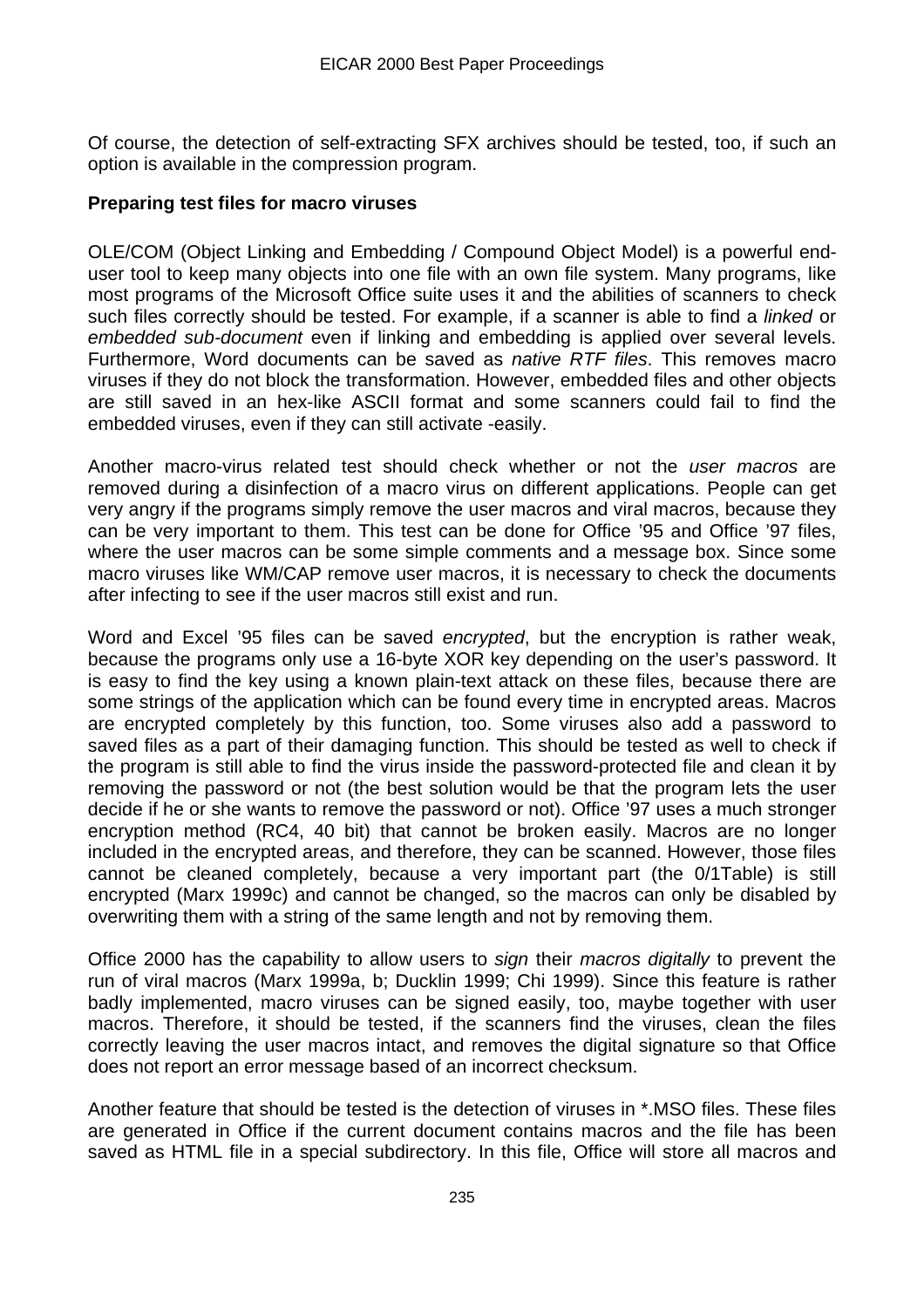Of course, the detection of self-extracting SFX archives should be tested, too, if such an option is available in the compression program.

**Preparing test files for macro viruses**

OLE/COM (Object Linking and Embedding / Compound Object Model) is a powerful end-user tool to keep many objects into one file with an own file system. Many programs, like most programs of the Microsoft Office suite uses it and the abilities of scanners to check such files correctly should be tested. For example, if a scanner is able to find a *linked* or *embedded sub-document* even if linking and embedding is applied over several levels. Furthermore, Word documents can be saved as *native RTF files*. This removes macro viruses if they do not block the transformation. However, embedded files and other objects are still saved in an hex-like ASCII format and some scanners could fail to find the embedded viruses, even if they can still activate -easily.

Another macro-virus related test should check whether or not the *user macros* are removed during a disinfection of a macro virus on different applications. People can get very angry if the programs simply remove the user macros and viral macros, because they can be very important to them. This test can be done for Office '95 and Office '97 files, where the user macros can be some simple comments and a message box. Since some macro viruses like WM/CAP remove user macros, it is necessary to check the documents after infecting to see if the user macros still exist and run.

Word and Excel '95 files can be saved *encrypted*, but the encryption is rather weak, because the programs only use a 16-byte XOR key depending on the user's password. It is easy to find the key using a known plain-text attack on these files, because there are some strings of the application which can be found every time in encrypted areas. Macros are encrypted completely by this function, too. Some viruses also add a password to saved files as a part of their damaging function. This should be tested as well to check if the program is still able to find the virus inside the password-protected file and clean it by removing the password or not (the best solution would be that the program lets the user decide if he or she wants to remove the password or not). Office '97 uses a much stronger encryption method (RC4, 40 bit) that cannot be broken easily. Macros are no longer included in the encrypted areas, and therefore, they can be scanned. However, those files cannot be cleaned completely, because a very important part (the 0/1Table) is still encrypted (Marx 1999c) and cannot be changed, so the macros can only be disabled by overwriting them with a string of the same length and not by removing them.

Office 2000 has the capability to allow users to *sign* their *macros digitally* to prevent the run of viral macros (Marx 1999a, b; Ducklin 1999; Chi 1999). Since this feature is rather badly implemented, macro viruses can be signed easily, too, maybe together with user macros. Therefore, it should be tested, if the scanners find the viruses, clean the files correctly leaving the user macros intact, and removes the digital signature so that Office does not report an error message based of an incorrect checksum.

Another feature that should be tested is the detection of viruses in *.MSO files. These files are generated in Office if the current document contains macros and the file has been saved as HTML file in a special subdirectory. In this file, Office will store all macros and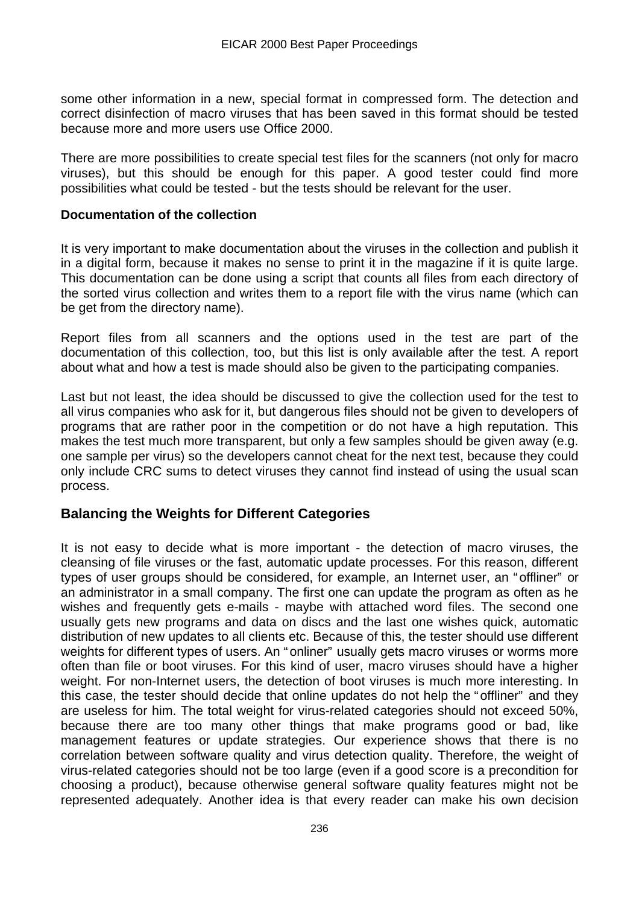some other information in a new, special format in compressed form. The detection and correct disinfection of macro viruses that has been saved in this format should be tested because more and more users use Office 2000.

There are more possibilities to create special test files for the scanners (not only for macro viruses), but this should be enough for this paper. A good tester could find more possibilities what could be tested - but the tests should be relevant for the user.

**Documentation of the collection**

It is very important to make documentation about the viruses in the collection and publish it in a digital form, because it makes no sense to print it in the magazine if it is quite large. This documentation can be done using a script that counts all files from each directory of the sorted virus collection and writes them to a report file with the virus name (which can be get from the directory name).

Report files from all scanners and the options used in the test are part of the documentation of this collection, too, but this list is only available after the test. A report about what and how a test is made should also be given to the participating companies.

Last but not least, the idea should be discussed to give the collection used for the test to all virus companies who ask for it, but dangerous files should not be given to developers of programs that are rather poor in the competition or do not have a high reputation. This makes the test much more transparent, but only a few samples should be given away (e.g. one sample per virus) so the developers cannot cheat for the next test, because they could only include CRC sums to detect viruses they cannot find instead of using the usual scan process.

## Balancing the Weights for Different Categories

It is not easy to decide what is more important - the detection of macro viruses, the cleansing of file viruses or the fast, automatic update processes. For this reason, different types of user groups should be considered, for example, an Internet user, an "offliner" or an administrator in a small company. The first one can update the program as often as he wishes and frequently gets e-mails - maybe with attached word files. The second one usually gets new programs and data on discs and the last one wishes quick, automatic distribution of new updates to all clients etc. Because of this, the tester should use different weights for different types of users. An "onliner" usually gets macro viruses or worms more often than file or boot viruses. For this kind of user, macro viruses should have a higher weight. For non-Internet users, the detection of boot viruses is much more interesting. In this case, the tester should decide that online updates do not help the "offliner" and they are useless for him. The total weight for virus-related categories should not exceed 50%, because there are too many other things that make programs good or bad, like management features or update strategies. Our experience shows that there is no correlation between software quality and virus detection quality. Therefore, the weight of virus-related categories should not be too large (even if a good score is a precondition for choosing a product), because otherwise general software quality features might not be represented adequately. Another idea is that every reader can make his own decision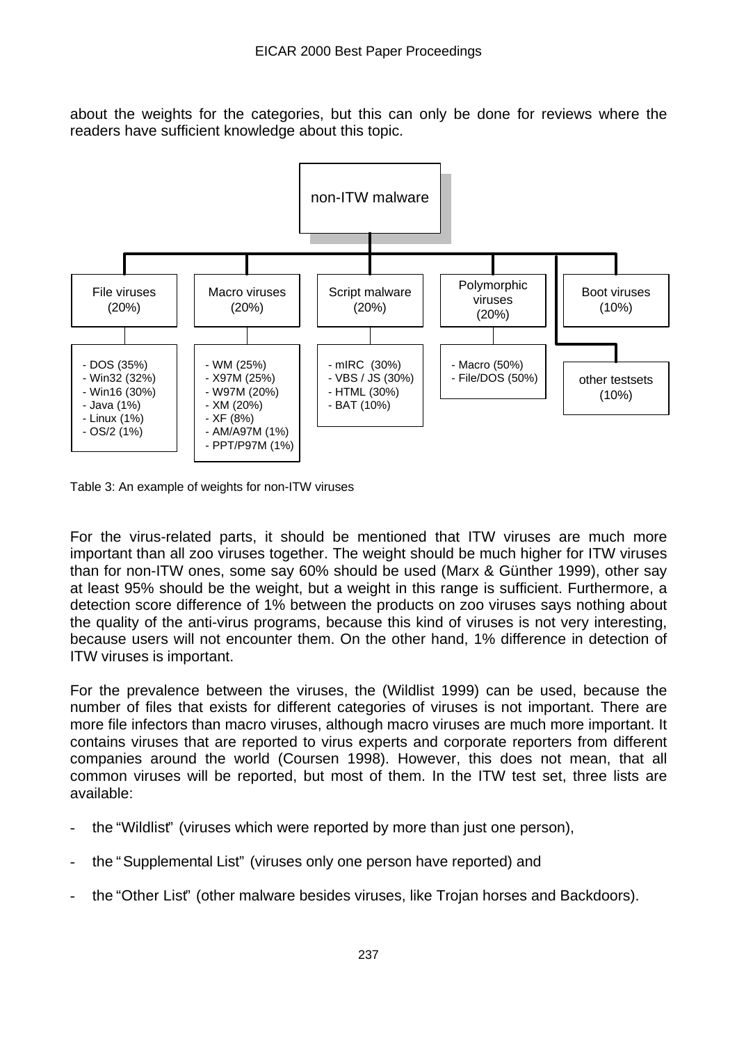about the weights for the categories, but this can only be done for reviews where the readers have sufficient knowledge about this topic.

non-ITW malware

| File viruses (20%) | Macro viruses (20%) | Script malware (20%) | Polymorphic viruses (20%) | Boot viruses (10%) | other testsets (10%) |
|---|---|---|---|---|---|
| - DOS (35%)<br>- Win32 (32%)<br>- Win16 (30%)<br>- Java (1%)<br>- Linux (1%)<br>- OS/2 (1%) | - WM (25%)<br>- X97M (25%)<br>- W97M (20%)<br>- XM (20%)<br>- XF (8%)<br>- AM/A97M (1%)<br>- PPT/P97M (1%) | - mIRC (30%)<br>- VBS / JS (30%)<br>- HTML (30%)<br>- BAT (10%) | - Macro (50%)<br>- File/DOS (50%) | | |

Table 3: An example of weights for non-ITW viruses

For the virus-related parts, it should be mentioned that ITW viruses are much more important than all zoo viruses together. The weight should be much higher for ITW viruses than for non-ITW ones, some say 60% should be used (Marx & Günther 1999), other say at least 95% should be the weight, but a weight in this range is sufficient. Furthermore, a detection score difference of 1% between the products on zoo viruses says nothing about the quality of the anti-virus programs, because this kind of viruses is not very interesting, because users will not encounter them. On the other hand, 1% difference in detection of ITW viruses is important.

For the prevalence between the viruses, the (Wildlist 1999) can be used, because the number of files that exists for different categories of viruses is not important. There are more file infectors than macro viruses, although macro viruses are much more important. It contains viruses that are reported to virus experts and corporate reporters from different companies around the world (Coursen 1998). However, this does not mean, that all common viruses will be reported, but most of them. In the ITW test set, three lists are available:

- the "Wildlist" (viruses which were reported by more than just one person),
- the "Supplemental List" (viruses only one person have reported) and
- the "Other List" (other malware besides viruses, like Trojan horses and Backdoors).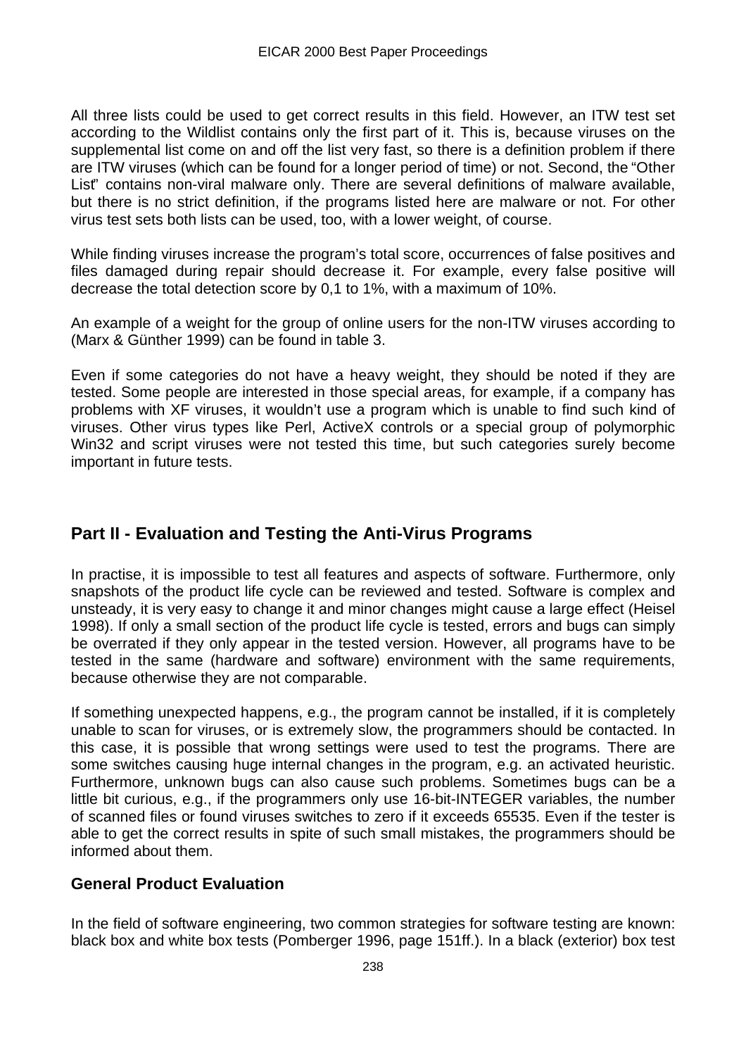All three lists could be used to get correct results in this field. However, an ITW test set according to the Wildlist contains only the first part of it. This is, because viruses on the supplemental list come on and off the list very fast, so there is a definition problem if there are ITW viruses (which can be found for a longer period of time) or not. Second, the "Other List" contains non-viral malware only. There are several definitions of malware available, but there is no strict definition, if the programs listed here are malware or not. For other virus test sets both lists can be used, too, with a lower weight, of course.

While finding viruses increase the program's total score, occurrences of false positives and files damaged during repair should decrease it. For example, every false positive will decrease the total detection score by 0,1 to 1%, with a maximum of 10%.

An example of a weight for the group of online users for the non-ITW viruses according to (Marx & Günther 1999) can be found in table 3.

Even if some categories do not have a heavy weight, they should be noted if they are tested. Some people are interested in those special areas, for example, if a company has problems with XF viruses, it wouldn't use a program which is unable to find such kind of viruses. Other virus types like Perl, ActiveX controls or a special group of polymorphic Win32 and script viruses were not tested this time, but such categories surely become important in future tests.

## Part II - Evaluation and Testing the Anti-Virus Programs

In practise, it is impossible to test all features and aspects of software. Furthermore, only snapshots of the product life cycle can be reviewed and tested. Software is complex and unsteady, it is very easy to change it and minor changes might cause a large effect (Heisel 1998). If only a small section of the product life cycle is tested, errors and bugs can simply be overrated if they only appear in the tested version. However, all programs have to be tested in the same (hardware and software) environment with the same requirements, because otherwise they are not comparable.

If something unexpected happens, e.g., the program cannot be installed, if it is completely unable to scan for viruses, or is extremely slow, the programmers should be contacted. In this case, it is possible that wrong settings were used to test the programs. There are some switches causing huge internal changes in the program, e.g. an activated heuristic. Furthermore, unknown bugs can also cause such problems. Sometimes bugs can be a little bit curious, e.g., if the programmers only use 16-bit-INTEGER variables, the number of scanned files or found viruses switches to zero if it exceeds 65535. Even if the tester is able to get the correct results in spite of such small mistakes, the programmers should be informed about them.

### General Product Evaluation

In the field of software engineering, two common strategies for software testing are known: black box and white box tests (Pomberger 1996, page 151ff.). In a black (exterior) box test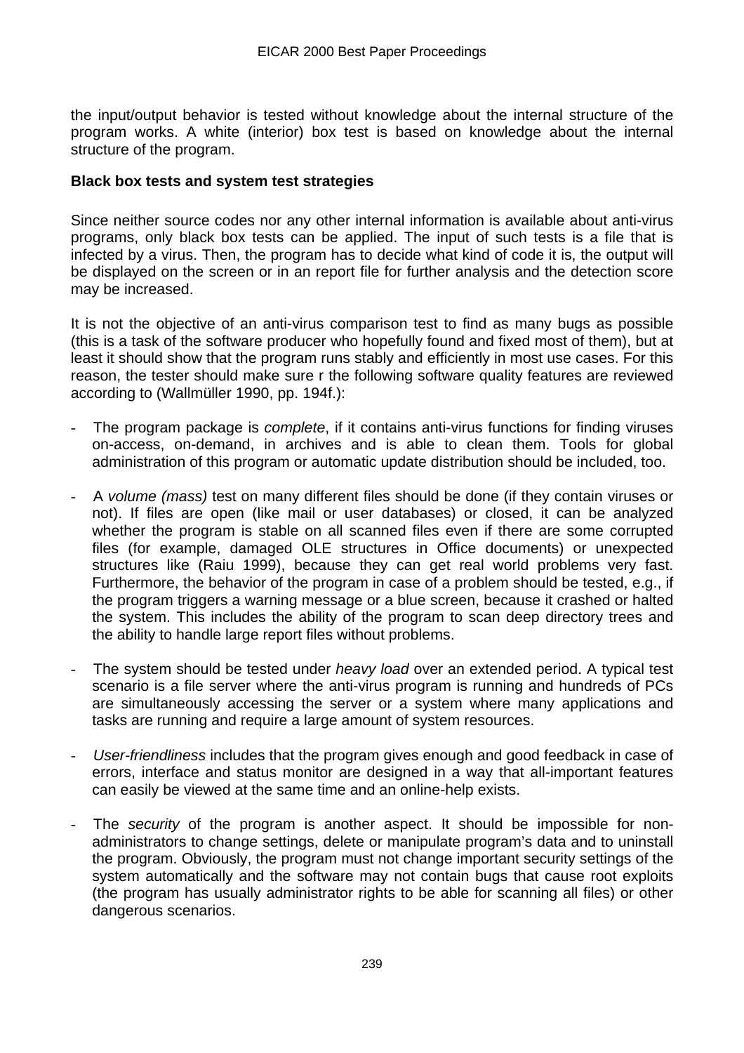the input/output behavior is tested without knowledge about the internal structure of the program works. A white (interior) box test is based on knowledge about the internal structure of the program.

**Black box tests and system test strategies**

Since neither source codes nor any other internal information is available about anti-virus programs, only black box tests can be applied. The input of such tests is a file that is infected by a virus. Then, the program has to decide what kind of code it is, the output will be displayed on the screen or in an report file for further analysis and the detection score may be increased.

It is not the objective of an anti-virus comparison test to find as many bugs as possible (this is a task of the software producer who hopefully found and fixed most of them), but at least it should show that the program runs stably and efficiently in most use cases. For this reason, the tester should make sure r the following software quality features are reviewed according to (Wallmüller 1990, pp. 194f.):

- The program package is *complete*, if it contains anti-virus functions for finding viruses on-access, on-demand, in archives and is able to clean them. Tools for global administration of this program or automatic update distribution should be included, too.
- A *volume (mass)* test on many different files should be done (if they contain viruses or not). If files are open (like mail or user databases) or closed, it can be analyzed whether the program is stable on all scanned files even if there are some corrupted files (for example, damaged OLE structures in Office documents) or unexpected structures like (Raiu 1999), because they can get real world problems very fast. Furthermore, the behavior of the program in case of a problem should be tested, e.g., if the program triggers a warning message or a blue screen, because it crashed or halted the system. This includes the ability of the program to scan deep directory trees and the ability to handle large report files without problems.
- The system should be tested under *heavy load* over an extended period. A typical test scenario is a file server where the anti-virus program is running and hundreds of PCs are simultaneously accessing the server or a system where many applications and tasks are running and require a large amount of system resources.
- *User-friendliness* includes that the program gives enough and good feedback in case of errors, interface and status monitor are designed in a way that all-important features can easily be viewed at the same time and an online-help exists.
- The *security* of the program is another aspect. It should be impossible for non-administrators to change settings, delete or manipulate program's data and to uninstall the program. Obviously, the program must not change important security settings of the system automatically and the software may not contain bugs that cause root exploits (the program has usually administrator rights to be able for scanning all files) or other dangerous scenarios.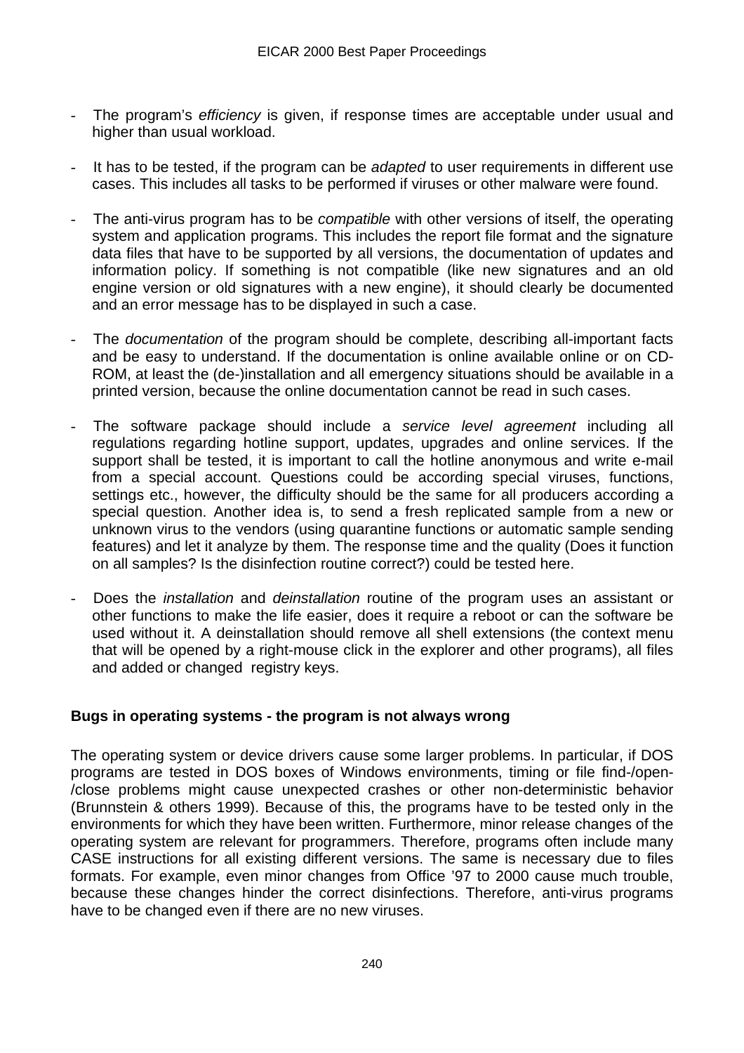- The program's *efficiency* is given, if response times are acceptable under usual and higher than usual workload.

- It has to be tested, if the program can be *adapted* to user requirements in different use cases. This includes all tasks to be performed if viruses or other malware were found.

- The anti-virus program has to be *compatible* with other versions of itself, the operating system and application programs. This includes the report file format and the signature data files that have to be supported by all versions, the documentation of updates and information policy. If something is not compatible (like new signatures and an old engine version or old signatures with a new engine), it should clearly be documented and an error message has to be displayed in such a case.

- The *documentation* of the program should be complete, describing all-important facts and be easy to understand. If the documentation is online available online or on CD-ROM, at least the (de-)installation and all emergency situations should be available in a printed version, because the online documentation cannot be read in such cases.

- The software package should include a *service level agreement* including all regulations regarding hotline support, updates, upgrades and online services. If the support shall be tested, it is important to call the hotline anonymous and write e-mail from a special account. Questions could be according special viruses, functions, settings etc., however, the difficulty should be the same for all producers according a special question. Another idea is, to send a fresh replicated sample from a new or unknown virus to the vendors (using quarantine functions or automatic sample sending features) and let it analyze by them. The response time and the quality (Does it function on all samples? Is the disinfection routine correct?) could be tested here.

- Does the *installation* and *deinstallation* routine of the program uses an assistant or other functions to make the life easier, does it require a reboot or can the software be used without it. A deinstallation should remove all shell extensions (the context menu that will be opened by a right-mouse click in the explorer and other programs), all files and added or changed registry keys.

**Bugs in operating systems - the program is not always wrong**

The operating system or device drivers cause some larger problems. In particular, if DOS programs are tested in DOS boxes of Windows environments, timing or file find-/open-/close problems might cause unexpected crashes or other non-deterministic behavior (Brunnstein & others 1999). Because of this, the programs have to be tested only in the environments for which they have been written. Furthermore, minor release changes of the operating system are relevant for programmers. Therefore, programs often include many CASE instructions for all existing different versions. The same is necessary due to files formats. For example, even minor changes from Office '97 to 2000 cause much trouble, because these changes hinder the correct disinfections. Therefore, anti-virus programs have to be changed even if there are no new viruses.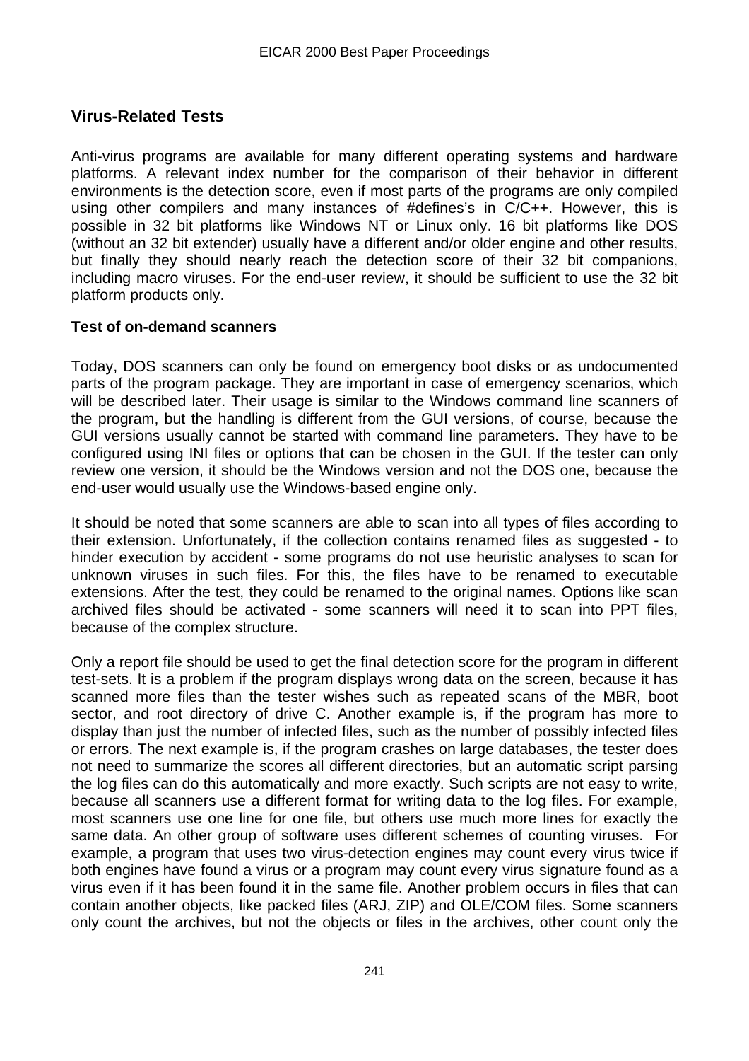## Virus-Related Tests

Anti-virus programs are available for many different operating systems and hardware platforms. A relevant index number for the comparison of their behavior in different environments is the detection score, even if most parts of the programs are only compiled using other compilers and many instances of #defines's in C/C++. However, this is possible in 32 bit platforms like Windows NT or Linux only. 16 bit platforms like DOS (without an 32 bit extender) usually have a different and/or older engine and other results, but finally they should nearly reach the detection score of their 32 bit companions, including macro viruses. For the end-user review, it should be sufficient to use the 32 bit platform products only.

### Test of on-demand scanners

Today, DOS scanners can only be found on emergency boot disks or as undocumented parts of the program package. They are important in case of emergency scenarios, which will be described later. Their usage is similar to the Windows command line scanners of the program, but the handling is different from the GUI versions, of course, because the GUI versions usually cannot be started with command line parameters. They have to be configured using INI files or options that can be chosen in the GUI. If the tester can only review one version, it should be the Windows version and not the DOS one, because the end-user would usually use the Windows-based engine only.

It should be noted that some scanners are able to scan into all types of files according to their extension. Unfortunately, if the collection contains renamed files as suggested - to hinder execution by accident - some programs do not use heuristic analyses to scan for unknown viruses in such files. For this, the files have to be renamed to executable extensions. After the test, they could be renamed to the original names. Options like scan archived files should be activated - some scanners will need it to scan into PPT files, because of the complex structure.

Only a report file should be used to get the final detection score for the program in different test-sets. It is a problem if the program displays wrong data on the screen, because it has scanned more files than the tester wishes such as repeated scans of the MBR, boot sector, and root directory of drive C. Another example is, if the program has more to display than just the number of infected files, such as the number of possibly infected files or errors. The next example is, if the program crashes on large databases, the tester does not need to summarize the scores all different directories, but an automatic script parsing the log files can do this automatically and more exactly. Such scripts are not easy to write, because all scanners use a different format for writing data to the log files. For example, most scanners use one line for one file, but others use much more lines for exactly the same data. An other group of software uses different schemes of counting viruses. For example, a program that uses two virus-detection engines may count every virus twice if both engines have found a virus or a program may count every virus signature found as a virus even if it has been found it in the same file. Another problem occurs in files that can contain another objects, like packed files (ARJ, ZIP) and OLE/COM files. Some scanners only count the archives, but not the objects or files in the archives, other count only the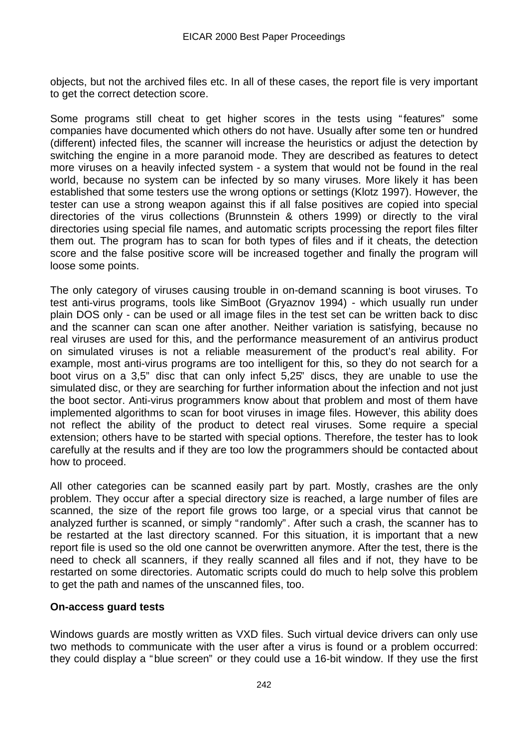objects, but not the archived files etc. In all of these cases, the report file is very important to get the correct detection score.

Some programs still cheat to get higher scores in the tests using "features" some companies have documented which others do not have. Usually after some ten or hundred (different) infected files, the scanner will increase the heuristics or adjust the detection by switching the engine in a more paranoid mode. They are described as features to detect more viruses on a heavily infected system - a system that would not be found in the real world, because no system can be infected by so many viruses. More likely it has been established that some testers use the wrong options or settings (Klotz 1997). However, the tester can use a strong weapon against this if all false positives are copied into special directories of the virus collections (Brunnstein & others 1999) or directly to the viral directories using special file names, and automatic scripts processing the report files filter them out. The program has to scan for both types of files and if it cheats, the detection score and the false positive score will be increased together and finally the program will loose some points.

The only category of viruses causing trouble in on-demand scanning is boot viruses. To test anti-virus programs, tools like SimBoot (Gryaznov 1994) - which usually run under plain DOS only - can be used or all image files in the test set can be written back to disc and the scanner can scan one after another. Neither variation is satisfying, because no real viruses are used for this, and the performance measurement of an antivirus product on simulated viruses is not a reliable measurement of the product's real ability. For example, most anti-virus programs are too intelligent for this, so they do not search for a boot virus on a 3,5" disc that can only infect 5,25" discs, they are unable to use the simulated disc, or they are searching for further information about the infection and not just the boot sector. Anti-virus programmers know about that problem and most of them have implemented algorithms to scan for boot viruses in image files. However, this ability does not reflect the ability of the product to detect real viruses. Some require a special extension; others have to be started with special options. Therefore, the tester has to look carefully at the results and if they are too low the programmers should be contacted about how to proceed.

All other categories can be scanned easily part by part. Mostly, crashes are the only problem. They occur after a special directory size is reached, a large number of files are scanned, the size of the report file grows too large, or a special virus that cannot be analyzed further is scanned, or simply "randomly". After such a crash, the scanner has to be restarted at the last directory scanned. For this situation, it is important that a new report file is used so the old one cannot be overwritten anymore. After the test, there is the need to check all scanners, if they really scanned all files and if not, they have to be restarted on some directories. Automatic scripts could do much to help solve this problem to get the path and names of the unscanned files, too.

**On-access guard tests**

Windows guards are mostly written as VXD files. Such virtual device drivers can only use two methods to communicate with the user after a virus is found or a problem occurred: they could display a "blue screen" or they could use a 16-bit window. If they use the first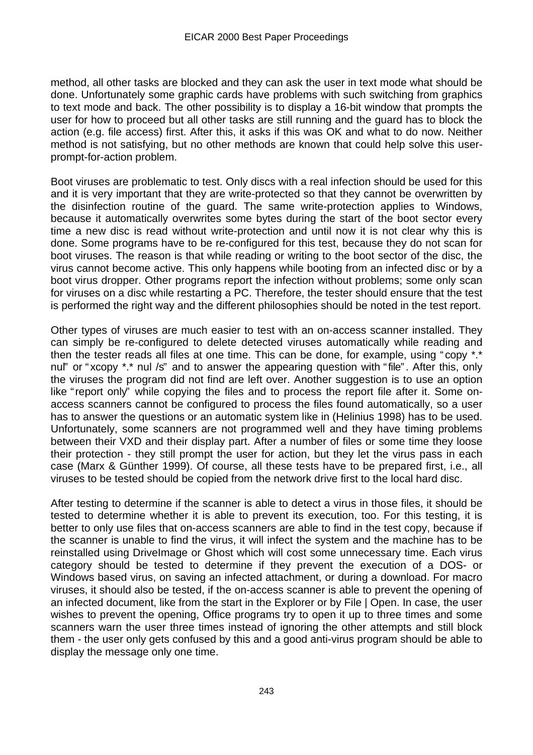method, all other tasks are blocked and they can ask the user in text mode what should be done. Unfortunately some graphic cards have problems with such switching from graphics to text mode and back. The other possibility is to display a 16-bit window that prompts the user for how to proceed but all other tasks are still running and the guard has to block the action (e.g. file access) first. After this, it asks if this was OK and what to do now. Neither method is not satisfying, but no other methods are known that could help solve this user-prompt-for-action problem.

Boot viruses are problematic to test. Only discs with a real infection should be used for this and it is very important that they are write-protected so that they cannot be overwritten by the disinfection routine of the guard. The same write-protection applies to Windows, because it automatically overwrites some bytes during the start of the boot sector every time a new disc is read without write-protection and until now it is not clear why this is done. Some programs have to be re-configured for this test, because they do not scan for boot viruses. The reason is that while reading or writing to the boot sector of the disc, the virus cannot become active. This only happens while booting from an infected disc or by a boot virus dropper. Other programs report the infection without problems; some only scan for viruses on a disc while restarting a PC. Therefore, the tester should ensure that the test is performed the right way and the different philosophies should be noted in the test report.

Other types of viruses are much easier to test with an on-access scanner installed. They can simply be re-configured to delete detected viruses automatically while reading and then the tester reads all files at one time. This can be done, for example, using "copy *.* nul" or "xcopy *.* nul /s" and to answer the appearing question with "file". After this, only the viruses the program did not find are left over. Another suggestion is to use an option like "report only" while copying the files and to process the report file after it. Some on-access scanners cannot be configured to process the files found automatically, so a user has to answer the questions or an automatic system like in (Helinius 1998) has to be used. Unfortunately, some scanners are not programmed well and they have timing problems between their VXD and their display part. After a number of files or some time they loose their protection - they still prompt the user for action, but they let the virus pass in each case (Marx & Günther 1999). Of course, all these tests have to be prepared first, i.e., all viruses to be tested should be copied from the network drive first to the local hard disc.

After testing to determine if the scanner is able to detect a virus in those files, it should be tested to determine whether it is able to prevent its execution, too. For this testing, it is better to only use files that on-access scanners are able to find in the test copy, because if the scanner is unable to find the virus, it will infect the system and the machine has to be reinstalled using DriveImage or Ghost which will cost some unnecessary time. Each virus category should be tested to determine if they prevent the execution of a DOS- or Windows based virus, on saving an infected attachment, or during a download. For macro viruses, it should also be tested, if the on-access scanner is able to prevent the opening of an infected document, like from the start in the Explorer or by File | Open. In case, the user wishes to prevent the opening, Office programs try to open it up to three times and some scanners warn the user three times instead of ignoring the other attempts and still block them - the user only gets confused by this and a good anti-virus program should be able to display the message only one time.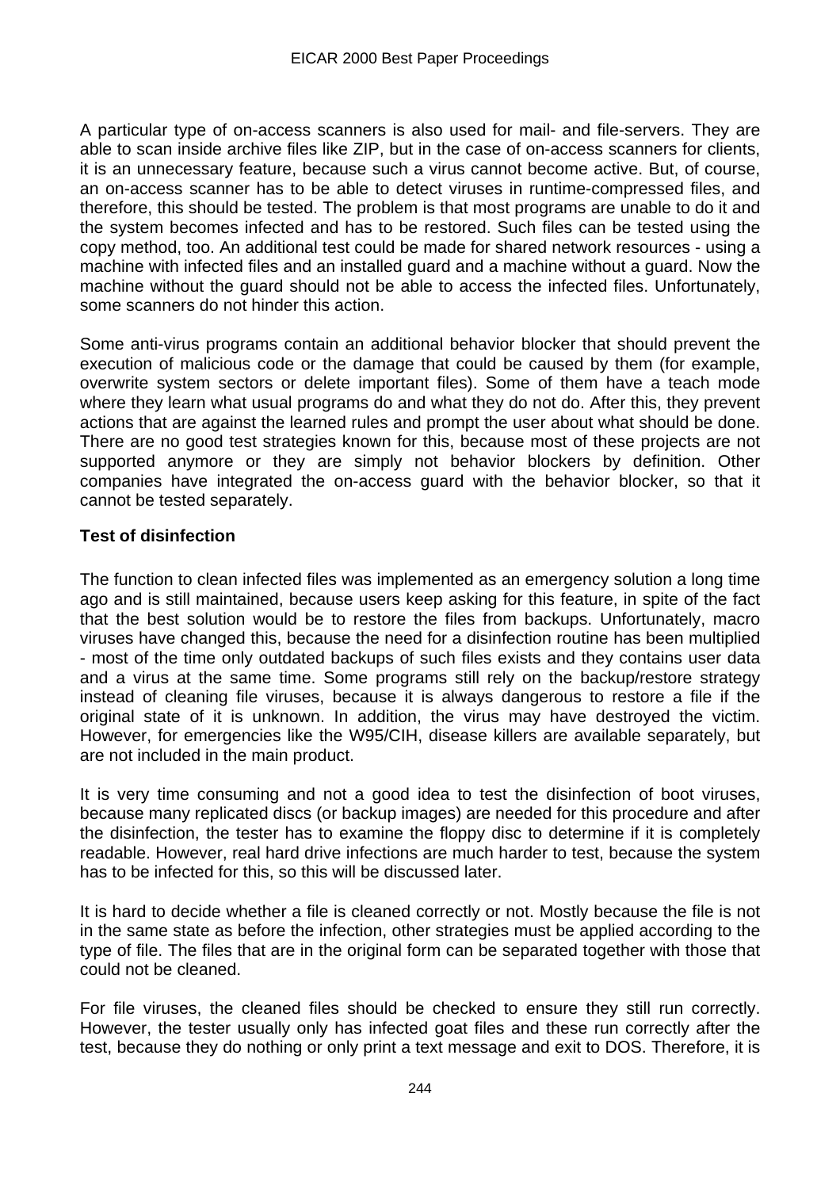A particular type of on-access scanners is also used for mail- and file-servers. They are able to scan inside archive files like ZIP, but in the case of on-access scanners for clients, it is an unnecessary feature, because such a virus cannot become active. But, of course, an on-access scanner has to be able to detect viruses in runtime-compressed files, and therefore, this should be tested. The problem is that most programs are unable to do it and the system becomes infected and has to be restored. Such files can be tested using the copy method, too. An additional test could be made for shared network resources - using a machine with infected files and an installed guard and a machine without a guard. Now the machine without the guard should not be able to access the infected files. Unfortunately, some scanners do not hinder this action.

Some anti-virus programs contain an additional behavior blocker that should prevent the execution of malicious code or the damage that could be caused by them (for example, overwrite system sectors or delete important files). Some of them have a teach mode where they learn what usual programs do and what they do not do. After this, they prevent actions that are against the learned rules and prompt the user about what should be done. There are no good test strategies known for this, because most of these projects are not supported anymore or they are simply not behavior blockers by definition. Other companies have integrated the on-access guard with the behavior blocker, so that it cannot be tested separately.

**Test of disinfection**

The function to clean infected files was implemented as an emergency solution a long time ago and is still maintained, because users keep asking for this feature, in spite of the fact that the best solution would be to restore the files from backups. Unfortunately, macro viruses have changed this, because the need for a disinfection routine has been multiplied - most of the time only outdated backups of such files exists and they contains user data and a virus at the same time. Some programs still rely on the backup/restore strategy instead of cleaning file viruses, because it is always dangerous to restore a file if the original state of it is unknown. In addition, the virus may have destroyed the victim. However, for emergencies like the W95/CIH, disease killers are available separately, but are not included in the main product.

It is very time consuming and not a good idea to test the disinfection of boot viruses, because many replicated discs (or backup images) are needed for this procedure and after the disinfection, the tester has to examine the floppy disc to determine if it is completely readable. However, real hard drive infections are much harder to test, because the system has to be infected for this, so this will be discussed later.

It is hard to decide whether a file is cleaned correctly or not. Mostly because the file is not in the same state as before the infection, other strategies must be applied according to the type of file. The files that are in the original form can be separated together with those that could not be cleaned.

For file viruses, the cleaned files should be checked to ensure they still run correctly. However, the tester usually only has infected goat files and these run correctly after the test, because they do nothing or only print a text message and exit to DOS. Therefore, it is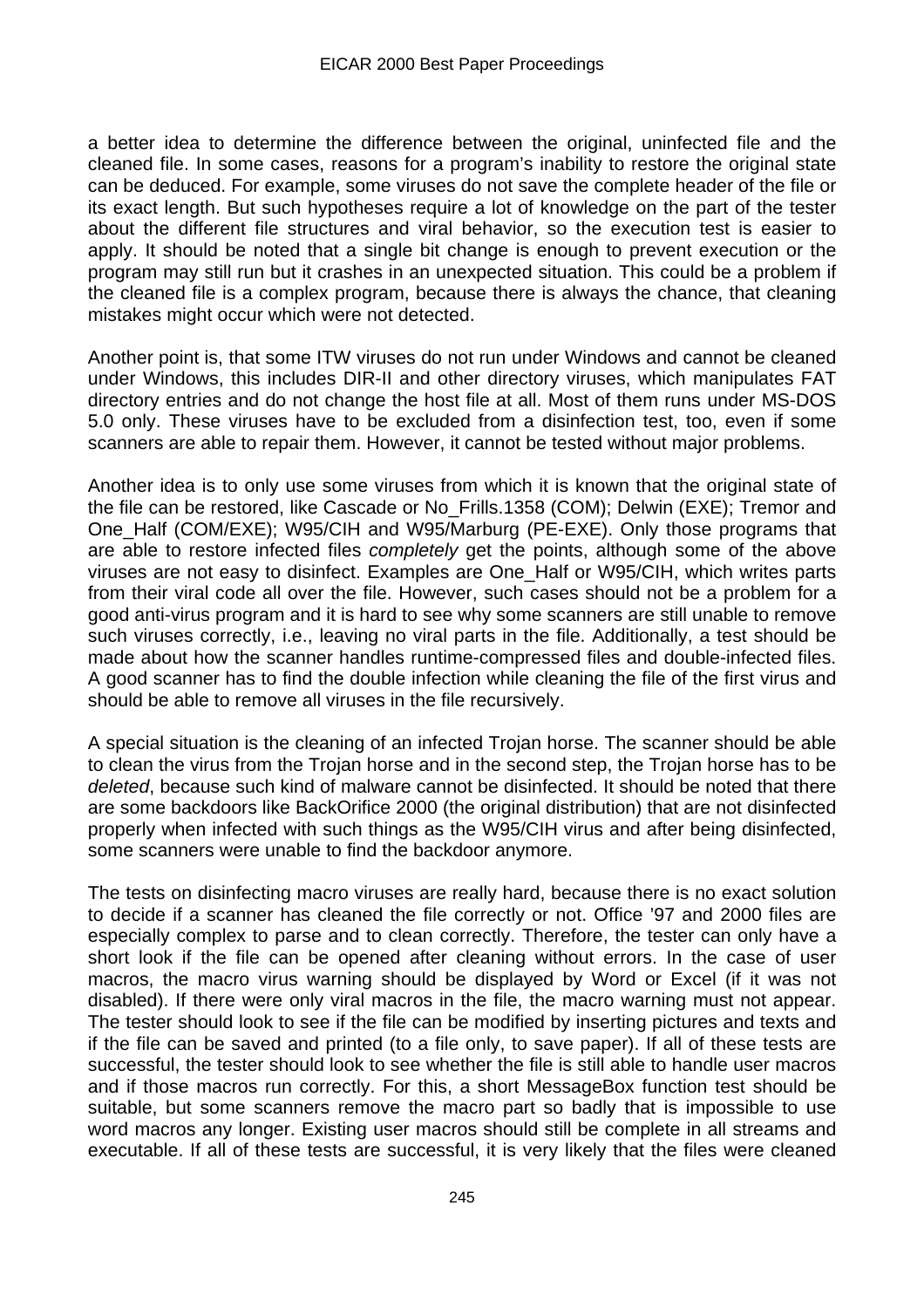a better idea to determine the difference between the original, uninfected file and the cleaned file. In some cases, reasons for a program's inability to restore the original state can be deduced. For example, some viruses do not save the complete header of the file or its exact length. But such hypotheses require a lot of knowledge on the part of the tester about the different file structures and viral behavior, so the execution test is easier to apply. It should be noted that a single bit change is enough to prevent execution or the program may still run but it crashes in an unexpected situation. This could be a problem if the cleaned file is a complex program, because there is always the chance, that cleaning mistakes might occur which were not detected.

Another point is, that some ITW viruses do not run under Windows and cannot be cleaned under Windows, this includes DIR-II and other directory viruses, which manipulates FAT directory entries and do not change the host file at all. Most of them runs under MS-DOS 5.0 only. These viruses have to be excluded from a disinfection test, too, even if some scanners are able to repair them. However, it cannot be tested without major problems.

Another idea is to only use some viruses from which it is known that the original state of the file can be restored, like Cascade or No_Frills.1358 (COM); Delwin (EXE); Tremor and One_Half (COM/EXE); W95/CIH and W95/Marburg (PE-EXE). Only those programs that are able to restore infected files *completely* get the points, although some of the above viruses are not easy to disinfect. Examples are One_Half or W95/CIH, which writes parts from their viral code all over the file. However, such cases should not be a problem for a good anti-virus program and it is hard to see why some scanners are still unable to remove such viruses correctly, i.e., leaving no viral parts in the file. Additionally, a test should be made about how the scanner handles runtime-compressed files and double-infected files. A good scanner has to find the double infection while cleaning the file of the first virus and should be able to remove all viruses in the file recursively.

A special situation is the cleaning of an infected Trojan horse. The scanner should be able to clean the virus from the Trojan horse and in the second step, the Trojan horse has to be *deleted*, because such kind of malware cannot be disinfected. It should be noted that there are some backdoors like BackOrifice 2000 (the original distribution) that are not disinfected properly when infected with such things as the W95/CIH virus and after being disinfected, some scanners were unable to find the backdoor anymore.

The tests on disinfecting macro viruses are really hard, because there is no exact solution to decide if a scanner has cleaned the file correctly or not. Office '97 and 2000 files are especially complex to parse and to clean correctly. Therefore, the tester can only have a short look if the file can be opened after cleaning without errors. In the case of user macros, the macro virus warning should be displayed by Word or Excel (if it was not disabled). If there were only viral macros in the file, the macro warning must not appear. The tester should look to see if the file can be modified by inserting pictures and texts and if the file can be saved and printed (to a file only, to save paper). If all of these tests are successful, the tester should look to see whether the file is still able to handle user macros and if those macros run correctly. For this, a short MessageBox function test should be suitable, but some scanners remove the macro part so badly that is impossible to use word macros any longer. Existing user macros should still be complete in all streams and executable. If all of these tests are successful, it is very likely that the files were cleaned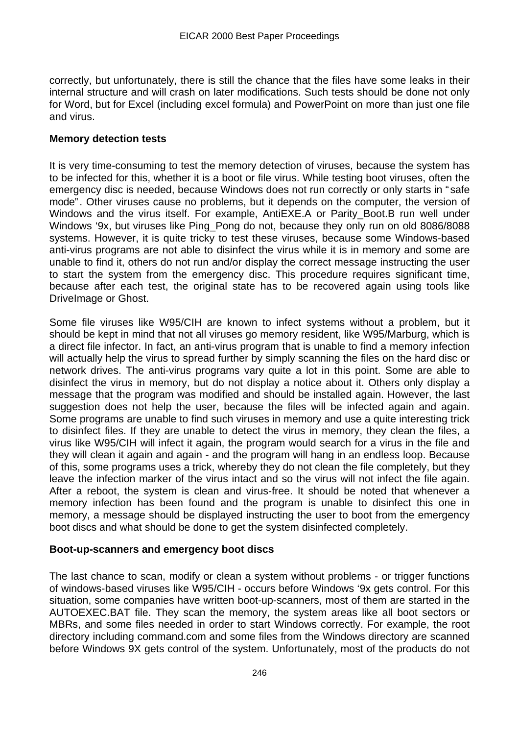correctly, but unfortunately, there is still the chance that the files have some leaks in their internal structure and will crash on later modifications. Such tests should be done not only for Word, but for Excel (including excel formula) and PowerPoint on more than just one file and virus.

**Memory detection tests**

It is very time-consuming to test the memory detection of viruses, because the system has to be infected for this, whether it is a boot or file virus. While testing boot viruses, often the emergency disc is needed, because Windows does not run correctly or only starts in "safe mode". Other viruses cause no problems, but it depends on the computer, the version of Windows and the virus itself. For example, AntiEXE.A or Parity_Boot.B run well under Windows '9x, but viruses like Ping_Pong do not, because they only run on old 8086/8088 systems. However, it is quite tricky to test these viruses, because some Windows-based anti-virus programs are not able to disinfect the virus while it is in memory and some are unable to find it, others do not run and/or display the correct message instructing the user to start the system from the emergency disc. This procedure requires significant time, because after each test, the original state has to be recovered again using tools like DriveImage or Ghost.

Some file viruses like W95/CIH are known to infect systems without a problem, but it should be kept in mind that not all viruses go memory resident, like W95/Marburg, which is a direct file infector. In fact, an anti-virus program that is unable to find a memory infection will actually help the virus to spread further by simply scanning the files on the hard disc or network drives. The anti-virus programs vary quite a lot in this point. Some are able to disinfect the virus in memory, but do not display a notice about it. Others only display a message that the program was modified and should be installed again. However, the last suggestion does not help the user, because the files will be infected again and again. Some programs are unable to find such viruses in memory and use a quite interesting trick to disinfect files. If they are unable to detect the virus in memory, they clean the files, a virus like W95/CIH will infect it again, the program would search for a virus in the file and they will clean it again and again - and the program will hang in an endless loop. Because of this, some programs uses a trick, whereby they do not clean the file completely, but they leave the infection marker of the virus intact and so the virus will not infect the file again. After a reboot, the system is clean and virus-free. It should be noted that whenever a memory infection has been found and the program is unable to disinfect this one in memory, a message should be displayed instructing the user to boot from the emergency boot discs and what should be done to get the system disinfected completely.

**Boot-up-scanners and emergency boot discs**

The last chance to scan, modify or clean a system without problems - or trigger functions of windows-based viruses like W95/CIH - occurs before Windows '9x gets control. For this situation, some companies have written boot-up-scanners, most of them are started in the AUTOEXEC.BAT file. They scan the memory, the system areas like all boot sectors or MBRs, and some files needed in order to start Windows correctly. For example, the root directory including command.com and some files from the Windows directory are scanned before Windows 9X gets control of the system. Unfortunately, most of the products do not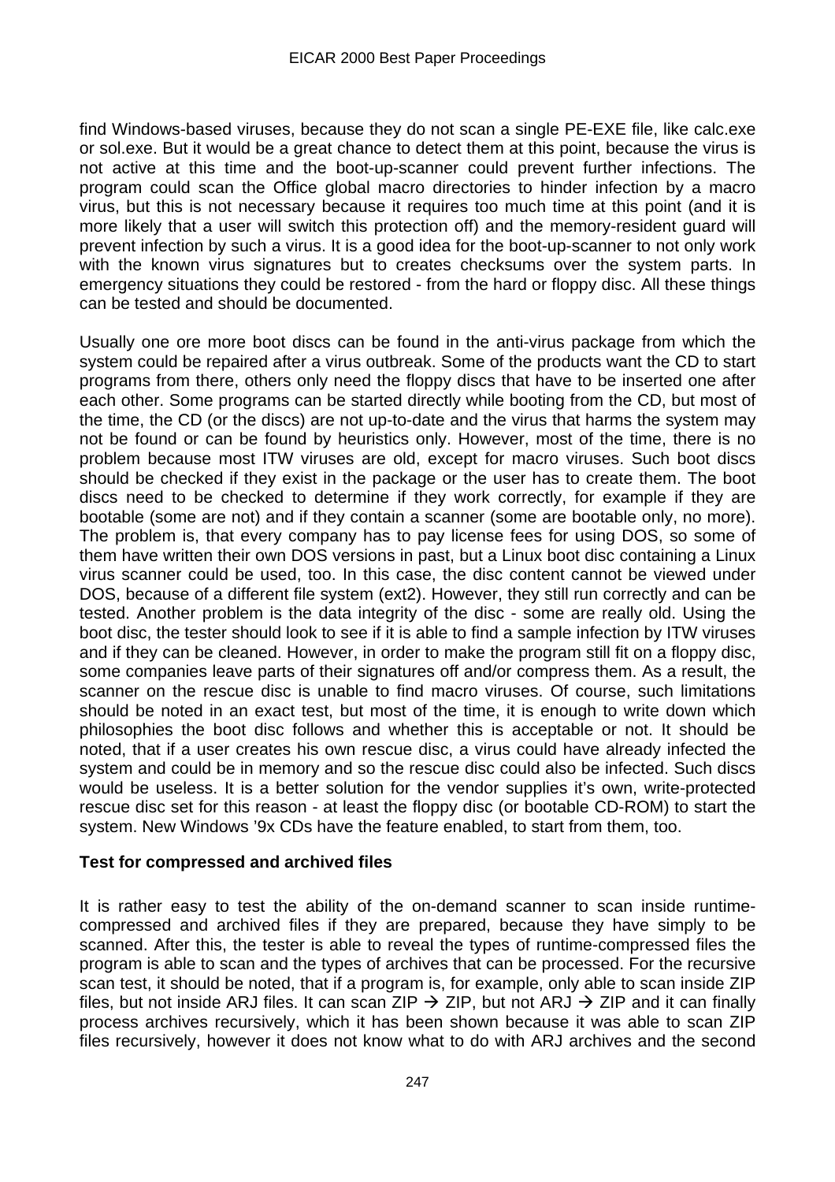find Windows-based viruses, because they do not scan a single PE-EXE file, like calc.exe or sol.exe. But it would be a great chance to detect them at this point, because the virus is not active at this time and the boot-up-scanner could prevent further infections. The program could scan the Office global macro directories to hinder infection by a macro virus, but this is not necessary because it requires too much time at this point (and it is more likely that a user will switch this protection off) and the memory-resident guard will prevent infection by such a virus. It is a good idea for the boot-up-scanner to not only work with the known virus signatures but to creates checksums over the system parts. In emergency situations they could be restored - from the hard or floppy disc. All these things can be tested and should be documented.

Usually one ore more boot discs can be found in the anti-virus package from which the system could be repaired after a virus outbreak. Some of the products want the CD to start programs from there, others only need the floppy discs that have to be inserted one after each other. Some programs can be started directly while booting from the CD, but most of the time, the CD (or the discs) are not up-to-date and the virus that harms the system may not be found or can be found by heuristics only. However, most of the time, there is no problem because most ITW viruses are old, except for macro viruses. Such boot discs should be checked if they exist in the package or the user has to create them. The boot discs need to be checked to determine if they work correctly, for example if they are bootable (some are not) and if they contain a scanner (some are bootable only, no more). The problem is, that every company has to pay license fees for using DOS, so some of them have written their own DOS versions in past, but a Linux boot disc containing a Linux virus scanner could be used, too. In this case, the disc content cannot be viewed under DOS, because of a different file system (ext2). However, they still run correctly and can be tested. Another problem is the data integrity of the disc - some are really old. Using the boot disc, the tester should look to see if it is able to find a sample infection by ITW viruses and if they can be cleaned. However, in order to make the program still fit on a floppy disc, some companies leave parts of their signatures off and/or compress them. As a result, the scanner on the rescue disc is unable to find macro viruses. Of course, such limitations should be noted in an exact test, but most of the time, it is enough to write down which philosophies the boot disc follows and whether this is acceptable or not. It should be noted, that if a user creates his own rescue disc, a virus could have already infected the system and could be in memory and so the rescue disc could also be infected. Such discs would be useless. It is a better solution for the vendor supplies it's own, write-protected rescue disc set for this reason - at least the floppy disc (or bootable CD-ROM) to start the system. New Windows '9x CDs have the feature enabled, to start from them, too.

**Test for compressed and archived files**

It is rather easy to test the ability of the on-demand scanner to scan inside runtime-compressed and archived files if they are prepared, because they have simply to be scanned. After this, the tester is able to reveal the types of runtime-compressed files the program is able to scan and the types of archives that can be processed. For the recursive scan test, it should be noted, that if a program is, for example, only able to scan inside ZIP files, but not inside ARJ files. It can scan ZIP → ZIP, but not ARJ → ZIP and it can finally process archives recursively, which it has been shown because it was able to scan ZIP files recursively, however it does not know what to do with ARJ archives and the second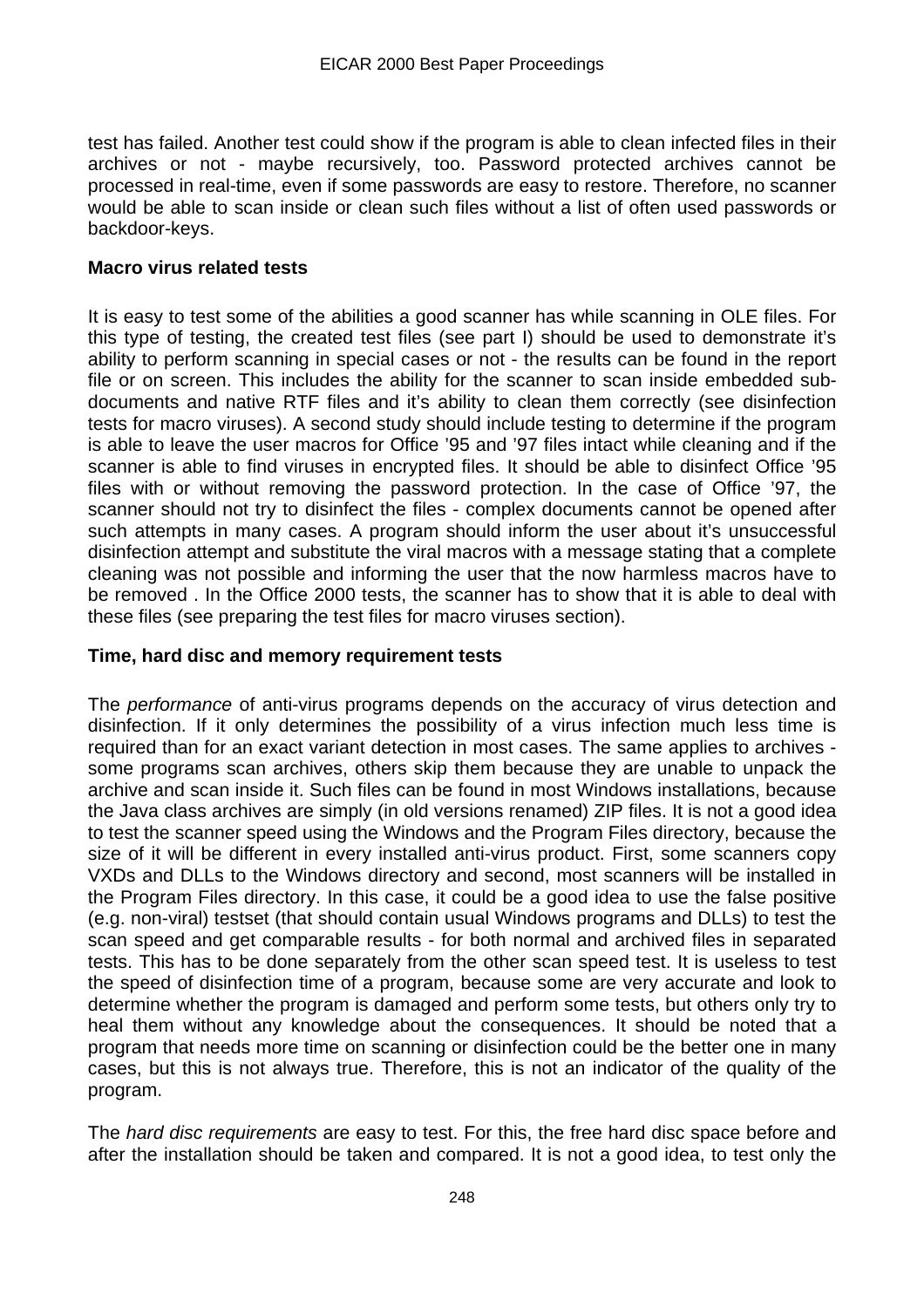test has failed. Another test could show if the program is able to clean infected files in their archives or not - maybe recursively, too. Password protected archives cannot be processed in real-time, even if some passwords are easy to restore. Therefore, no scanner would be able to scan inside or clean such files without a list of often used passwords or backdoor-keys.

**Macro virus related tests**

It is easy to test some of the abilities a good scanner has while scanning in OLE files. For this type of testing, the created test files (see part I) should be used to demonstrate it's ability to perform scanning in special cases or not - the results can be found in the report file or on screen. This includes the ability for the scanner to scan inside embedded sub-documents and native RTF files and it's ability to clean them correctly (see disinfection tests for macro viruses). A second study should include testing to determine if the program is able to leave the user macros for Office '95 and '97 files intact while cleaning and if the scanner is able to find viruses in encrypted files. It should be able to disinfect Office '95 files with or without removing the password protection. In the case of Office '97, the scanner should not try to disinfect the files - complex documents cannot be opened after such attempts in many cases. A program should inform the user about it's unsuccessful disinfection attempt and substitute the viral macros with a message stating that a complete cleaning was not possible and informing the user that the now harmless macros have to be removed . In the Office 2000 tests, the scanner has to show that it is able to deal with these files (see preparing the test files for macro viruses section).

**Time, hard disc and memory requirement tests**

The *performance* of anti-virus programs depends on the accuracy of virus detection and disinfection. If it only determines the possibility of a virus infection much less time is required than for an exact variant detection in most cases. The same applies to archives - some programs scan archives, others skip them because they are unable to unpack the archive and scan inside it. Such files can be found in most Windows installations, because the Java class archives are simply (in old versions renamed) ZIP files. It is not a good idea to test the scanner speed using the Windows and the Program Files directory, because the size of it will be different in every installed anti-virus product. First, some scanners copy VXDs and DLLs to the Windows directory and second, most scanners will be installed in the Program Files directory. In this case, it could be a good idea to use the false positive (e.g. non-viral) testset (that should contain usual Windows programs and DLLs) to test the scan speed and get comparable results - for both normal and archived files in separated tests. This has to be done separately from the other scan speed test. It is useless to test the speed of disinfection time of a program, because some are very accurate and look to determine whether the program is damaged and perform some tests, but others only try to heal them without any knowledge about the consequences. It should be noted that a program that needs more time on scanning or disinfection could be the better one in many cases, but this is not always true. Therefore, this is not an indicator of the quality of the program.

The *hard disc requirements* are easy to test. For this, the free hard disc space before and after the installation should be taken and compared. It is not a good idea, to test only the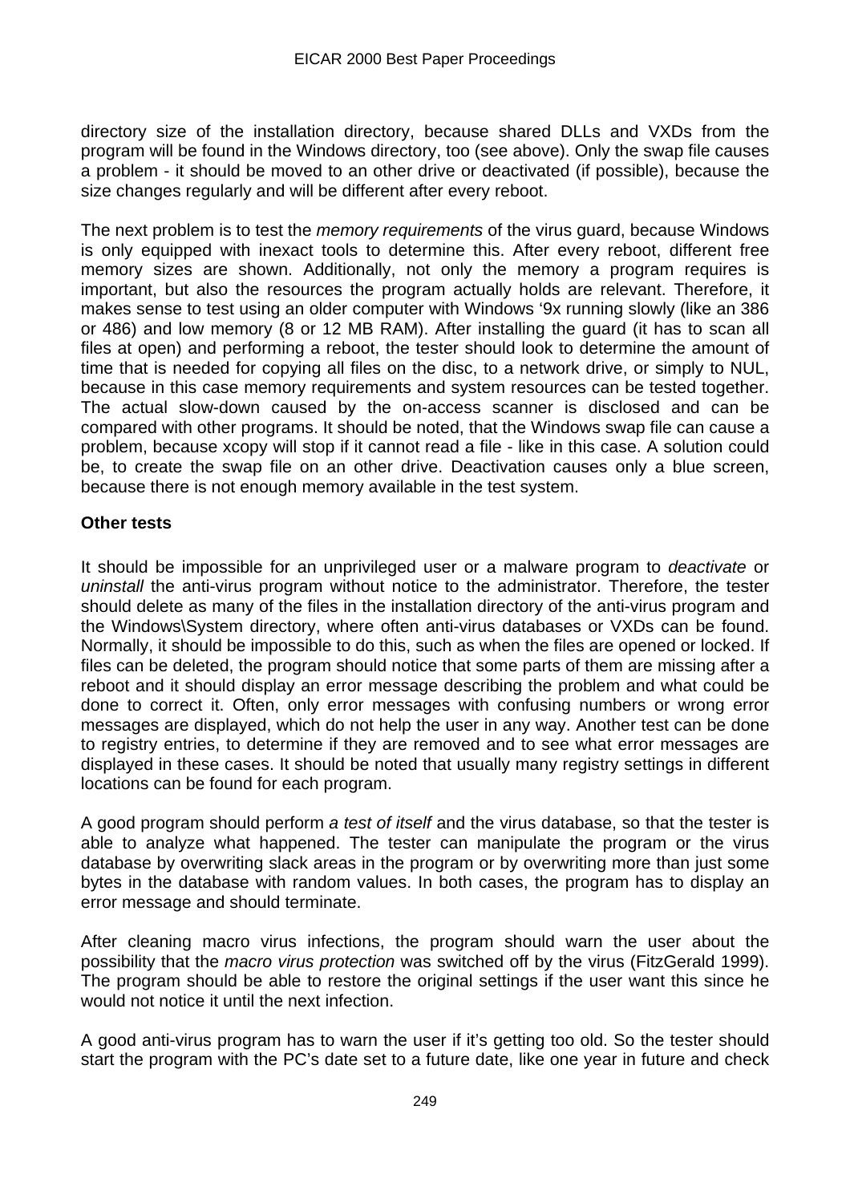directory size of the installation directory, because shared DLLs and VXDs from the program will be found in the Windows directory, too (see above). Only the swap file causes a problem - it should be moved to an other drive or deactivated (if possible), because the size changes regularly and will be different after every reboot.

The next problem is to test the *memory requirements* of the virus guard, because Windows is only equipped with inexact tools to determine this. After every reboot, different free memory sizes are shown. Additionally, not only the memory a program requires is important, but also the resources the program actually holds are relevant. Therefore, it makes sense to test using an older computer with Windows '9x running slowly (like an 386 or 486) and low memory (8 or 12 MB RAM). After installing the guard (it has to scan all files at open) and performing a reboot, the tester should look to determine the amount of time that is needed for copying all files on the disc, to a network drive, or simply to NUL, because in this case memory requirements and system resources can be tested together. The actual slow-down caused by the on-access scanner is disclosed and can be compared with other programs. It should be noted, that the Windows swap file can cause a problem, because xcopy will stop if it cannot read a file - like in this case. A solution could be, to create the swap file on an other drive. Deactivation causes only a blue screen, because there is not enough memory available in the test system.

**Other tests**

It should be impossible for an unprivileged user or a malware program to *deactivate* or *uninstall* the anti-virus program without notice to the administrator. Therefore, the tester should delete as many of the files in the installation directory of the anti-virus program and the Windows\System directory, where often anti-virus databases or VXDs can be found. Normally, it should be impossible to do this, such as when the files are opened or locked. If files can be deleted, the program should notice that some parts of them are missing after a reboot and it should display an error message describing the problem and what could be done to correct it. Often, only error messages with confusing numbers or wrong error messages are displayed, which do not help the user in any way. Another test can be done to registry entries, to determine if they are removed and to see what error messages are displayed in these cases. It should be noted that usually many registry settings in different locations can be found for each program.

A good program should perform *a test of itself* and the virus database, so that the tester is able to analyze what happened. The tester can manipulate the program or the virus database by overwriting slack areas in the program or by overwriting more than just some bytes in the database with random values. In both cases, the program has to display an error message and should terminate.

After cleaning macro virus infections, the program should warn the user about the possibility that the *macro virus protection* was switched off by the virus (FitzGerald 1999). The program should be able to restore the original settings if the user want this since he would not notice it until the next infection.

A good anti-virus program has to warn the user if it's getting too old. So the tester should start the program with the PC's date set to a future date, like one year in future and check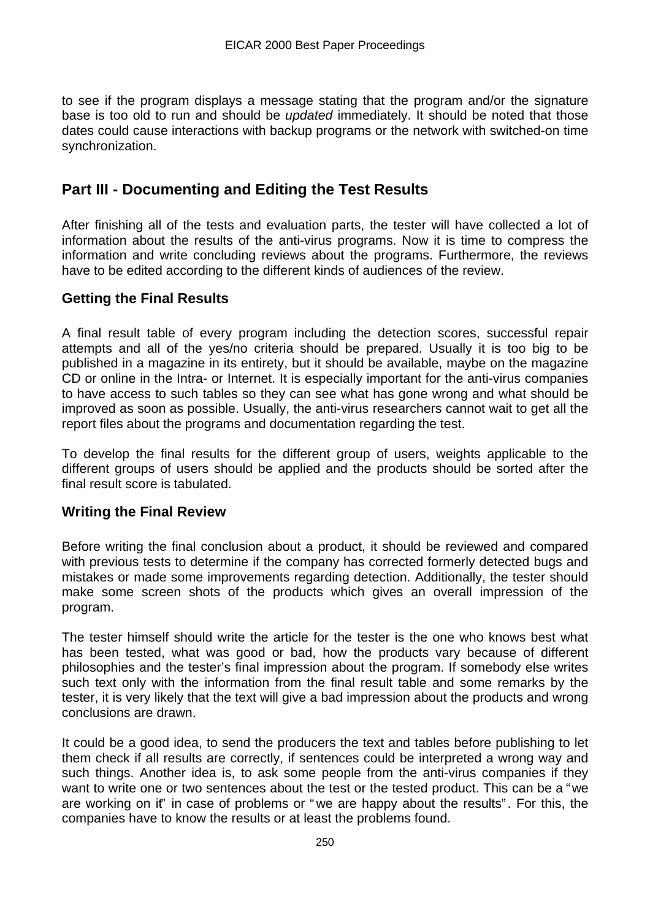to see if the program displays a message stating that the program and/or the signature base is too old to run and should be *updated* immediately. It should be noted that those dates could cause interactions with backup programs or the network with switched-on time synchronization.

## Part III - Documenting and Editing the Test Results

After finishing all of the tests and evaluation parts, the tester will have collected a lot of information about the results of the anti-virus programs. Now it is time to compress the information and write concluding reviews about the programs. Furthermore, the reviews have to be edited according to the different kinds of audiences of the review.

### Getting the Final Results

A final result table of every program including the detection scores, successful repair attempts and all of the yes/no criteria should be prepared. Usually it is too big to be published in a magazine in its entirety, but it should be available, maybe on the magazine CD or online in the Intra- or Internet. It is especially important for the anti-virus companies to have access to such tables so they can see what has gone wrong and what should be improved as soon as possible. Usually, the anti-virus researchers cannot wait to get all the report files about the programs and documentation regarding the test.

To develop the final results for the different group of users, weights applicable to the different groups of users should be applied and the products should be sorted after the final result score is tabulated.

### Writing the Final Review

Before writing the final conclusion about a product, it should be reviewed and compared with previous tests to determine if the company has corrected formerly detected bugs and mistakes or made some improvements regarding detection. Additionally, the tester should make some screen shots of the products which gives an overall impression of the program.

The tester himself should write the article for the tester is the one who knows best what has been tested, what was good or bad, how the products vary because of different philosophies and the tester's final impression about the program. If somebody else writes such text only with the information from the final result table and some remarks by the tester, it is very likely that the text will give a bad impression about the products and wrong conclusions are drawn.

It could be a good idea, to send the producers the text and tables before publishing to let them check if all results are correctly, if sentences could be interpreted a wrong way and such things. Another idea is, to ask some people from the anti-virus companies if they want to write one or two sentences about the test or the tested product. This can be a "we are working on it" in case of problems or "we are happy about the results". For this, the companies have to know the results or at least the problems found.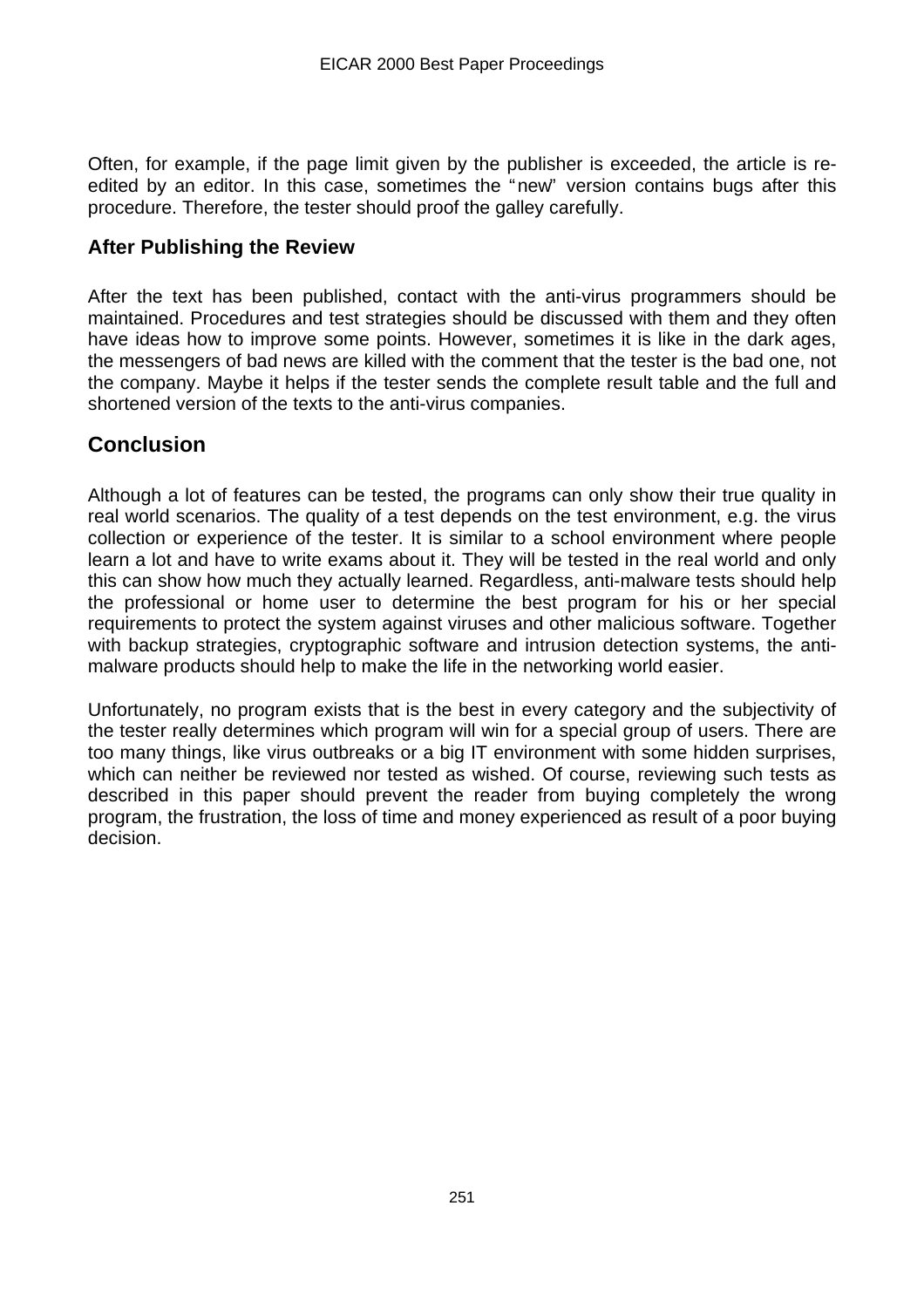Often, for example, if the page limit given by the publisher is exceeded, the article is re-edited by an editor. In this case, sometimes the "new" version contains bugs after this procedure. Therefore, the tester should proof the galley carefully.

### After Publishing the Review

After the text has been published, contact with the anti-virus programmers should be maintained. Procedures and test strategies should be discussed with them and they often have ideas how to improve some points. However, sometimes it is like in the dark ages, the messengers of bad news are killed with the comment that the tester is the bad one, not the company. Maybe it helps if the tester sends the complete result table and the full and shortened version of the texts to the anti-virus companies.

## Conclusion

Although a lot of features can be tested, the programs can only show their true quality in real world scenarios. The quality of a test depends on the test environment, e.g. the virus collection or experience of the tester. It is similar to a school environment where people learn a lot and have to write exams about it. They will be tested in the real world and only this can show how much they actually learned. Regardless, anti-malware tests should help the professional or home user to determine the best program for his or her special requirements to protect the system against viruses and other malicious software. Together with backup strategies, cryptographic software and intrusion detection systems, the anti-malware products should help to make the life in the networking world easier.

Unfortunately, no program exists that is the best in every category and the subjectivity of the tester really determines which program will win for a special group of users. There are too many things, like virus outbreaks or a big IT environment with some hidden surprises, which can neither be reviewed nor tested as wished. Of course, reviewing such tests as described in this paper should prevent the reader from buying completely the wrong program, the frustration, the loss of time and money experienced as result of a poor buying decision.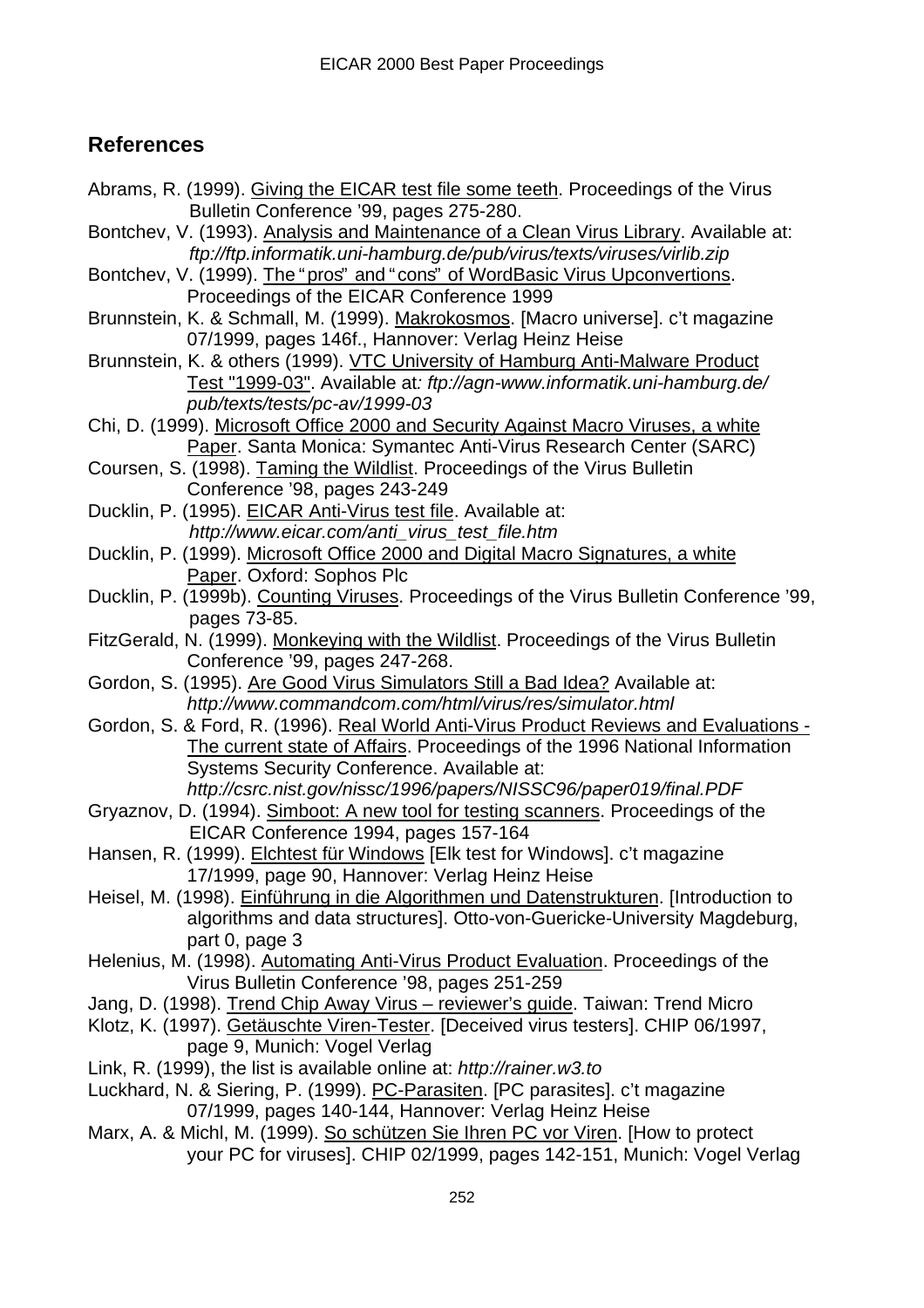## References

Abrams, R. (1999). Giving the EICAR test file some teeth. Proceedings of the Virus Bulletin Conference '99, pages 275-280.

Bontchev, V. (1993). Analysis and Maintenance of a Clean Virus Library. Available at: *ftp://ftp.informatik.uni-hamburg.de/pub/virus/texts/viruses/virlib.zip*

Bontchev, V. (1999). The "pros" and "cons" of WordBasic Virus Upconvertions. Proceedings of the EICAR Conference 1999

Brunnstein, K. & Schmall, M. (1999). Makrokosmos. [Macro universe]. c't magazine 07/1999, pages 146f., Hannover: Verlag Heinz Heise

Brunnstein, K. & others (1999). VTC University of Hamburg Anti-Malware Product Test "1999-03". Available at*: ftp://agn-www.informatik.uni-hamburg.de/ pub/texts/tests/pc-av/1999-03*

Chi, D. (1999). Microsoft Office 2000 and Security Against Macro Viruses, a white Paper. Santa Monica: Symantec Anti-Virus Research Center (SARC)

Coursen, S. (1998). Taming the Wildlist. Proceedings of the Virus Bulletin Conference '98, pages 243-249

Ducklin, P. (1995). EICAR Anti-Virus test file. Available at: *http://www.eicar.com/anti_virus_test_file.htm*

Ducklin, P. (1999). Microsoft Office 2000 and Digital Macro Signatures, a white Paper. Oxford: Sophos Plc

Ducklin, P. (1999b). Counting Viruses. Proceedings of the Virus Bulletin Conference '99, pages 73-85.

FitzGerald, N. (1999). Monkeying with the Wildlist. Proceedings of the Virus Bulletin Conference '99, pages 247-268.

Gordon, S. (1995). Are Good Virus Simulators Still a Bad Idea? Available at: *http://www.commandcom.com/html/virus/res/simulator.html*

Gordon, S. & Ford, R. (1996). Real World Anti-Virus Product Reviews and Evaluations - The current state of Affairs. Proceedings of the 1996 National Information Systems Security Conference. Available at: *http://csrc.nist.gov/nissc/1996/papers/NISSC96/paper019/final.PDF*

Gryaznov, D. (1994). Simboot: A new tool for testing scanners. Proceedings of the EICAR Conference 1994, pages 157-164

Hansen, R. (1999). Elchtest für Windows [Elk test for Windows]. c't magazine 17/1999, page 90, Hannover: Verlag Heinz Heise

Heisel, M. (1998). Einführung in die Algorithmen und Datenstrukturen. [Introduction to algorithms and data structures]. Otto-von-Guericke-University Magdeburg, part 0, page 3

Helenius, M. (1998). Automating Anti-Virus Product Evaluation. Proceedings of the Virus Bulletin Conference '98, pages 251-259

Jang, D. (1998). Trend Chip Away Virus – reviewer's guide. Taiwan: Trend Micro

Klotz, K. (1997). Getäuschte Viren-Tester. [Deceived virus testers]. CHIP 06/1997, page 9, Munich: Vogel Verlag

Link, R. (1999), the list is available online at: *http://rainer.w3.to*

Luckhard, N. & Siering, P. (1999). PC-Parasiten. [PC parasites]. c't magazine 07/1999, pages 140-144, Hannover: Verlag Heinz Heise

Marx, A. & Michl, M. (1999). So schützen Sie Ihren PC vor Viren. [How to protect your PC for viruses]. CHIP 02/1999, pages 142-151, Munich: Vogel Verlag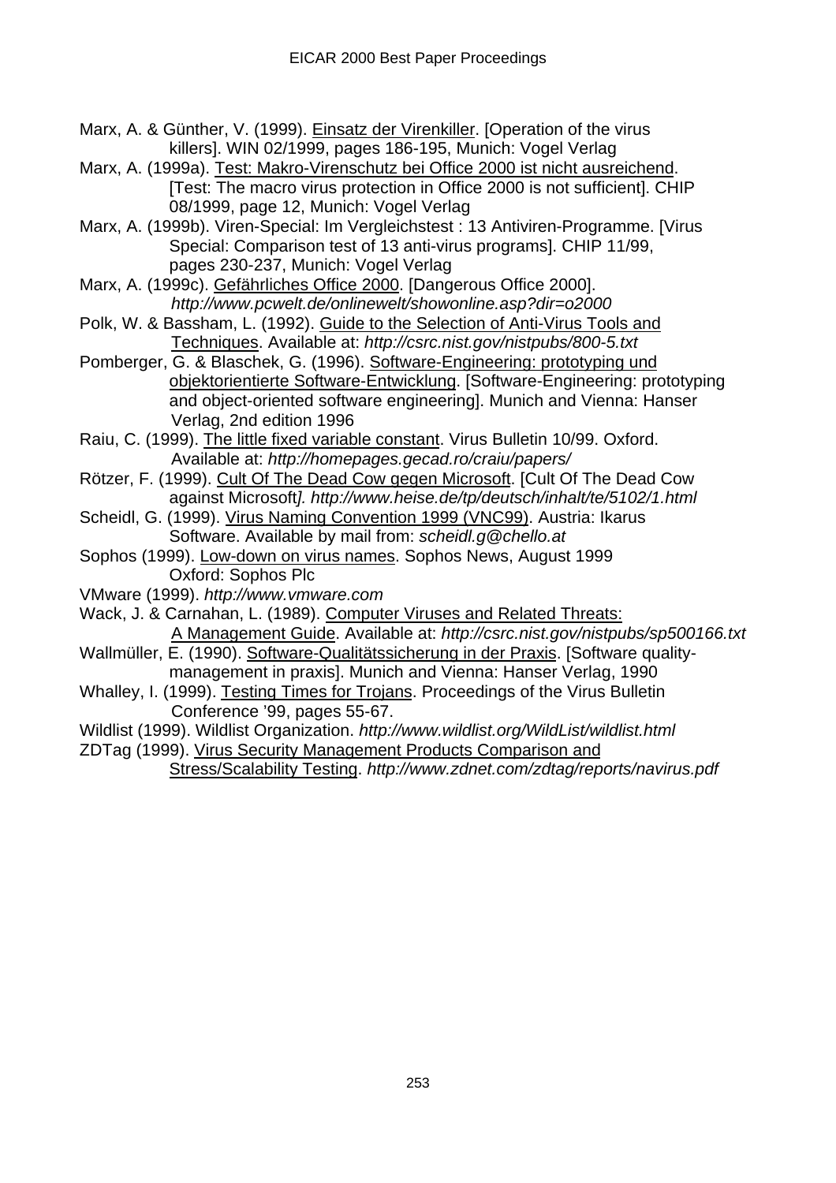Marx, A. & Günther, V. (1999). Einsatz der Virenkiller. [Operation of the virus killers]. WIN 02/1999, pages 186-195, Munich: Vogel Verlag

Marx, A. (1999a). Test: Makro-Virenschutz bei Office 2000 ist nicht ausreichend. [Test: The macro virus protection in Office 2000 is not sufficient]. CHIP 08/1999, page 12, Munich: Vogel Verlag

Marx, A. (1999b). Viren-Special: Im Vergleichstest : 13 Antiviren-Programme. [Virus Special: Comparison test of 13 anti-virus programs]. CHIP 11/99, pages 230-237, Munich: Vogel Verlag

Marx, A. (1999c). Gefährliches Office 2000. [Dangerous Office 2000]. *http://www.pcwelt.de/onlinewelt/showonline.asp?dir=o2000*

Polk, W. & Bassham, L. (1992). Guide to the Selection of Anti-Virus Tools and Techniques. Available at: *http://csrc.nist.gov/nistpubs/800-5.txt*

Pomberger, G. & Blaschek, G. (1996). Software-Engineering: prototyping und objektorientierte Software-Entwicklung. [Software-Engineering: prototyping and object-oriented software engineering]. Munich and Vienna: Hanser Verlag, 2nd edition 1996

Raiu, C. (1999). The little fixed variable constant. Virus Bulletin 10/99. Oxford. Available at: *http://homepages.gecad.ro/craiu/papers/*

Rötzer, F. (1999). Cult Of The Dead Cow gegen Microsoft. [Cult Of The Dead Cow against Microsoft*]. http://www.heise.de/tp/deutsch/inhalt/te/5102/1.html*

Scheidl, G. (1999). Virus Naming Convention 1999 (VNC99). Austria: Ikarus Software. Available by mail from: *scheidl.g@chello.at*

Sophos (1999). Low-down on virus names. Sophos News, August 1999 Oxford: Sophos Plc

VMware (1999). *http://www.vmware.com*

Wack, J. & Carnahan, L. (1989). Computer Viruses and Related Threats: A Management Guide. Available at: *http://csrc.nist.gov/nistpubs/sp500166.txt*

Wallmüller, E. (1990). Software-Qualitätssicherung in der Praxis. [Software quality-management in praxis]. Munich and Vienna: Hanser Verlag, 1990

Whalley, I. (1999). Testing Times for Trojans. Proceedings of the Virus Bulletin Conference '99, pages 55-67.

Wildlist (1999). Wildlist Organization. *http://www.wildlist.org/WildList/wildlist.html*

ZDTag (1999). Virus Security Management Products Comparison and Stress/Scalability Testing. *http://www.zdnet.com/zdtag/reports/navirus.pdf*